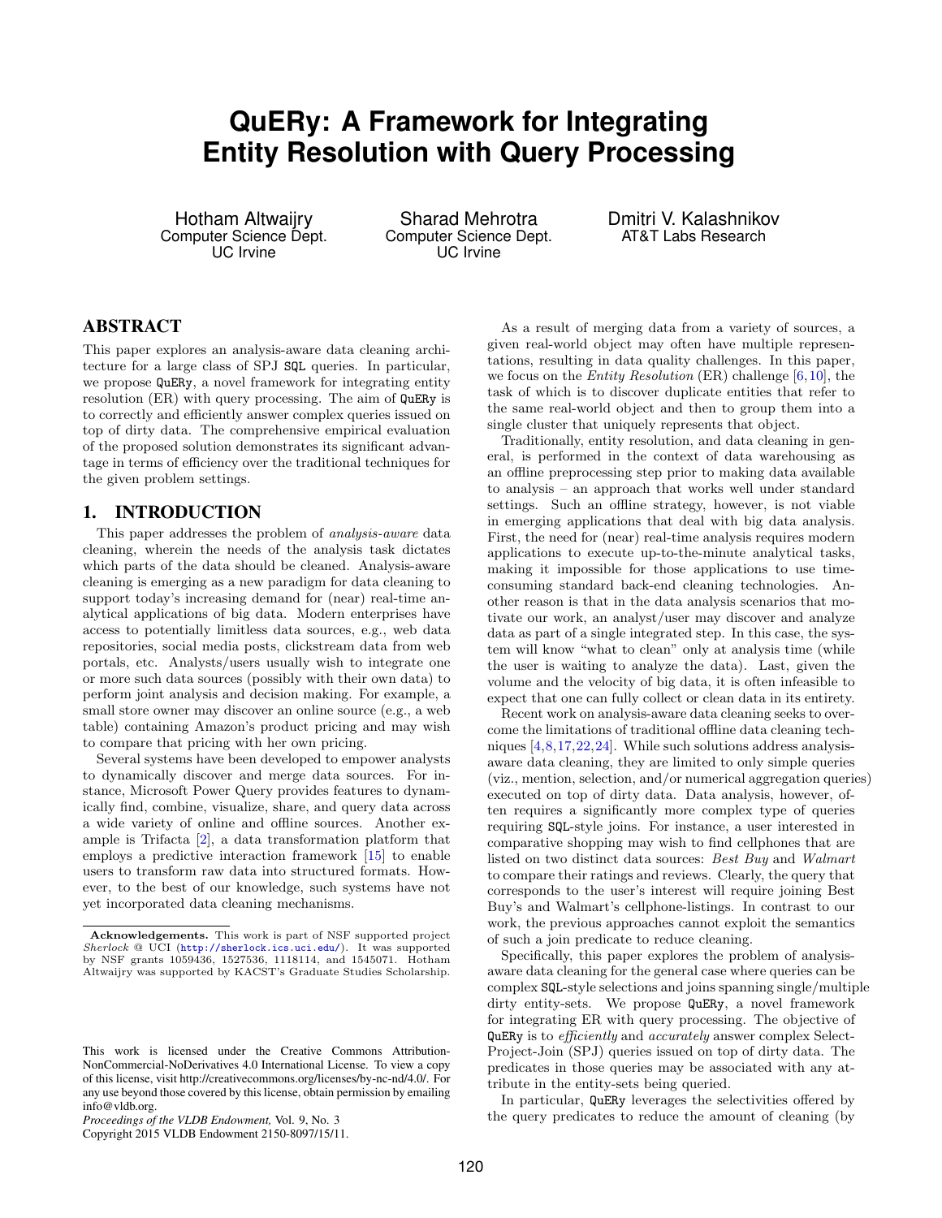# QuERy: A Framework for Integrating Entity Resolution with Query Processing

Hotham Altwaijry
Computer Science Dept.
UC Irvine

Sharad Mehrotra
Computer Science Dept.
UC Irvine

Dmitri V. Kalashnikov
AT&T Labs Research

## ABSTRACT

This paper explores an analysis-aware data cleaning architecture for a large class of SPJ SQL queries. In particular, we propose QuERy, a novel framework for integrating entity resolution (ER) with query processing. The aim of QuERy is to correctly and efficiently answer complex queries issued on top of dirty data. The comprehensive empirical evaluation of the proposed solution demonstrates its significant advantage in terms of efficiency over the traditional techniques for the given problem settings.

## 1. INTRODUCTION

This paper addresses the problem of *analysis-aware* data cleaning, wherein the needs of the analysis task dictates which parts of the data should be cleaned. Analysis-aware cleaning is emerging as a new paradigm for data cleaning to support today's increasing demand for (near) real-time analytical applications of big data. Modern enterprises have access to potentially limitless data sources, e.g., web data repositories, social media posts, clickstream data from web portals, etc. Analysts/users usually wish to integrate one or more such data sources (possibly with their own data) to perform joint analysis and decision making. For example, a small store owner may discover an online source (e.g., a web table) containing Amazon's product pricing and may wish to compare that pricing with her own pricing.

Several systems have been developed to empower analysts to dynamically discover and merge data sources. For instance, Microsoft Power Query provides features to dynamically find, combine, visualize, share, and query data across a wide variety of online and offline sources. Another example is Trifacta [2], a data transformation platform that employs a predictive interaction framework [15] to enable users to transform raw data into structured formats. However, to the best of our knowledge, such systems have not yet incorporated data cleaning mechanisms.

**Acknowledgements.** This work is part of NSF supported project *Sherlock* @ UCI (http://sherlock.ics.uci.edu/). It was supported by NSF grants 1059436, 1527536, 1118114, and 1545071. Hotham Altwaijry was supported by KACST's Graduate Studies Scholarship.

This work is licensed under the Creative Commons Attribution-NonCommercial-NoDerivatives 4.0 International License. To view a copy of this license, visit http://creativecommons.org/licenses/by-nc-nd/4.0/. For any use beyond those covered by this license, obtain permission by emailing info@vldb.org.
*Proceedings of the VLDB Endowment,* Vol. 9, No. 3
Copyright 2015 VLDB Endowment 2150-8097/15/11.

As a result of merging data from a variety of sources, a given real-world object may often have multiple representations, resulting in data quality challenges. In this paper, we focus on the *Entity Resolution* (ER) challenge [6,10], the task of which is to discover duplicate entities that refer to the same real-world object and then to group them into a single cluster that uniquely represents that object.

Traditionally, entity resolution, and data cleaning in general, is performed in the context of data warehousing as an offline preprocessing step prior to making data available to analysis – an approach that works well under standard settings. Such an offline strategy, however, is not viable in emerging applications that deal with big data analysis. First, the need for (near) real-time analysis requires modern applications to execute up-to-the-minute analytical tasks, making it impossible for those applications to use time-consuming standard back-end cleaning technologies. Another reason is that in the data analysis scenarios that motivate our work, an analyst/user may discover and analyze data as part of a single integrated step. In this case, the system will know "what to clean" only at analysis time (while the user is waiting to analyze the data). Last, given the volume and the velocity of big data, it is often infeasible to expect that one can fully collect or clean data in its entirety.

Recent work on analysis-aware data cleaning seeks to overcome the limitations of traditional offline data cleaning techniques [4,8,17,22,24]. While such solutions address analysis-aware data cleaning, they are limited to only simple queries (viz., mention, selection, and/or numerical aggregation queries) executed on top of dirty data. Data analysis, however, often requires a significantly more complex type of queries requiring SQL-style joins. For instance, a user interested in comparative shopping may wish to find cellphones that are listed on two distinct data sources: *Best Buy* and *Walmart* to compare their ratings and reviews. Clearly, the query that corresponds to the user's interest will require joining Best Buy's and Walmart's cellphone-listings. In contrast to our work, the previous approaches cannot exploit the semantics of such a join predicate to reduce cleaning.

Specifically, this paper explores the problem of analysis-aware data cleaning for the general case where queries can be complex SQL-style selections and joins spanning single/multiple dirty entity-sets. We propose QuERy, a novel framework for integrating ER with query processing. The objective of QuERy is to *efficiently* and *accurately* answer complex Select-Project-Join (SPJ) queries issued on top of dirty data. The predicates in those queries may be associated with any attribute in the entity-sets being queried.

In particular, QuERy leverages the selectivities offered by the query predicates to reduce the amount of cleaning (by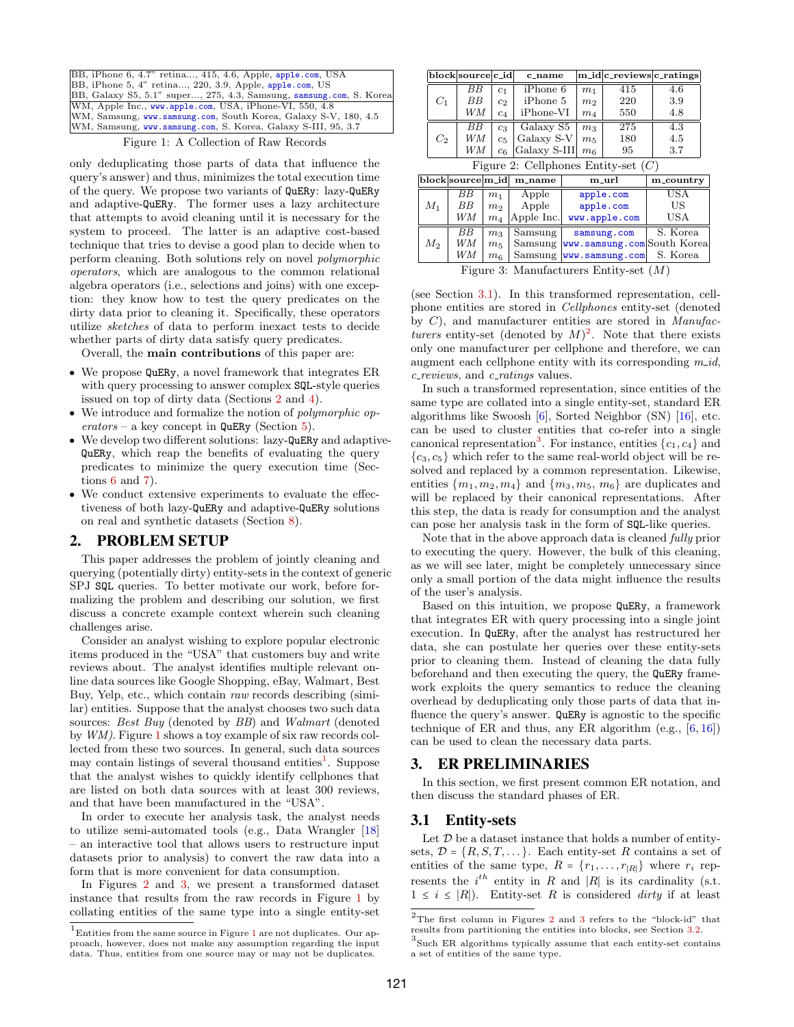BB, iPhone 6, 4.7" retina..., 415, 4.6, Apple, apple.com, USA
BB, iPhone 5, 4" retina..., 220, 3.9, Apple, apple.com, US
BB, Galaxy S5, 5.1" super..., 275, 4.3, Samsung, samsung.com, S. Korea
WM, Apple Inc., www.apple.com, USA, iPhone-VI, 550, 4.8
WM, Samsung, www.samsung.com, South Korea, Galaxy S-V, 180, 4.5
WM, Samsung, www.samsung.com, S. Korea, Galaxy S-III, 95, 3.7

Figure 1: A Collection of Raw Records

only deduplicating those parts of data that influence the query's answer) and thus, minimizes the total execution time of the query. We propose two variants of QuERy: lazy-QuERy and adaptive-QuERy. The former uses a lazy architecture that attempts to avoid cleaning until it is necessary for the system to proceed. The latter is an adaptive cost-based technique that tries to devise a good plan to decide when to perform cleaning. Both solutions rely on novel *polymorphic operators*, which are analogous to the common relational algebra operators (i.e., selections and joins) with one exception: they know how to test the query predicates on the dirty data prior to cleaning it. Specifically, these operators utilize *sketches* of data to perform inexact tests to decide whether parts of dirty data satisfy query predicates.

Overall, the **main contributions** of this paper are:

- We propose QuERy, a novel framework that integrates ER with query processing to answer complex SQL-style queries issued on top of dirty data (Sections 2 and 4).
- We introduce and formalize the notion of *polymorphic operators* – a key concept in QuERy (Section 5).
- We develop two different solutions: lazy-QuERy and adaptive-QuERy, which reap the benefits of evaluating the query predicates to minimize the query execution time (Sections 6 and 7).
- We conduct extensive experiments to evaluate the effectiveness of both lazy-QuERy and adaptive-QuERy solutions on real and synthetic datasets (Section 8).

## 2. PROBLEM SETUP

This paper addresses the problem of jointly cleaning and querying (potentially dirty) entity-sets in the context of generic SPJ SQL queries. To better motivate our work, before formalizing the problem and describing our solution, we first discuss a concrete example context wherein such cleaning challenges arise.

Consider an analyst wishing to explore popular electronic items produced in the "USA" that customers buy and write reviews about. The analyst identifies multiple relevant online data sources like Google Shopping, eBay, Walmart, Best Buy, Yelp, etc., which contain *raw* records describing (similar) entities. Suppose that the analyst chooses two such data sources: *Best Buy* (denoted by *BB*) and *Walmart* (denoted by *WM*). Figure 1 shows a toy example of six raw records collected from these two sources. In general, such data sources may contain listings of several thousand entities[1]. Suppose that the analyst wishes to quickly identify cellphones that are listed on both data sources with at least 300 reviews, and that have been manufactured in the "USA".

In order to execute her analysis task, the analyst needs to utilize semi-automated tools (e.g., Data Wrangler [18] – an interactive tool that allows users to restructure input datasets prior to analysis) to convert the raw data into a form that is more convenient for data consumption.

In Figures 2 and 3, we present a transformed dataset instance that results from the raw records in Figure 1 by collating entities of the same type into a single entity-set

| block | source | c_id | c_name | m_id | c_reviews | c_ratings |
|---|---|---|---|---|---|---|
| $C_1$ | *BB* | $c_1$ | iPhone 6 | $m_1$ | 415 | 4.6 |
| | *BB* | $c_2$ | iPhone 5 | $m_2$ | 220 | 3.9 |
| | *WM* | $c_4$ | iPhone-VI | $m_4$ | 550 | 4.8 |
| $C_2$ | *BB* | $c_3$ | Galaxy S5 | $m_3$ | 275 | 4.3 |
| | *WM* | $c_5$ | Galaxy S-V | $m_5$ | 180 | 4.5 |
| | *WM* | $c_6$ | Galaxy S-III | $m_6$ | 95 | 3.7 |

Figure 2: Cellphones Entity-set ($C$)

| block | source | m_id | m_name | m_url | m_country |
|---|---|---|---|---|---|
| $M_1$ | *BB* | $m_1$ | Apple | apple.com | USA |
| | *BB* | $m_2$ | Apple | apple.com | US |
| | *WM* | $m_4$ | Apple Inc. | www.apple.com | USA |
| $M_2$ | *BB* | $m_3$ | Samsung | samsung.com | S. Korea |
| | *WM* | $m_5$ | Samsung | www.samsung.com | South Korea |
| | *WM* | $m_6$ | Samsung | www.samsung.com | S. Korea |

Figure 3: Manufacturers Entity-set ($M$)

(see Section 3.1). In this transformed representation, cellphone entities are stored in *Cellphones* entity-set (denoted by $C$), and manufacturer entities are stored in *Manufacturers* entity-set (denoted by $M$)[2]. Note that there exists only one manufacturer per cellphone and therefore, we can augment each cellphone entity with its corresponding *m_id*, *c_reviews*, and *c_ratings* values.

In such a transformed representation, since entities of the same type are collated into a single entity-set, standard ER algorithms like Swoosh [6], Sorted Neighbor (SN) [16], etc. can be used to cluster entities that co-refer into a single canonical representation[3]. For instance, entities $\{c_1, c_4\}$ and $\{c_3, c_5\}$ which refer to the same real-world object will be resolved and replaced by a common representation. Likewise, entities $\{m_1, m_2, m_4\}$ and $\{m_3, m_5, m_6\}$ are duplicates and will be replaced by their canonical representations. After this step, the data is ready for consumption and the analyst can pose her analysis task in the form of SQL-like queries.

Note that in the above approach data is cleaned *fully* prior to executing the query. However, the bulk of this cleaning, as we will see later, might be completely unnecessary since only a small portion of the data might influence the results of the user's analysis.

Based on this intuition, we propose QuERy, a framework that integrates ER with query processing into a single joint execution. In QuERy, after the analyst has restructured her data, she can postulate her queries over these entity-sets prior to cleaning them. Instead of cleaning the data fully beforehand and then executing the query, the QuERy framework exploits the query semantics to reduce the cleaning overhead by deduplicating only those parts of data that influence the query's answer. QuERy is agnostic to the specific technique of ER and thus, any ER algorithm (e.g., [6, 16]) can be used to clean the necessary data parts.

## 3. ER PRELIMINARIES

In this section, we first present common ER notation, and then discuss the standard phases of ER.

### 3.1 Entity-sets

Let $\mathcal{D}$ be a dataset instance that holds a number of entity-sets, $\mathcal{D} = \{R, S, T, \dots\}$. Each entity-set $R$ contains a set of entities of the same type, $R = \{r_1, \dots, r_{|R|}\}$ where $r_i$ represents the $i^{th}$ entity in $R$ and $|R|$ is its cardinality (s.t. $1 \le i \le |R|$). Entity-set $R$ is considered *dirty* if at least

[1] Entities from the same source in Figure 1 are not duplicates. Our approach, however, does not make any assumption regarding the input data. Thus, entities from one source may or may not be duplicates.

[2] The first column in Figures 2 and 3 refers to the "block-id" that results from partitioning the entities into blocks, see Section 3.2.

[3] Such ER algorithms typically assume that each entity-set contains a set of entities of the same type.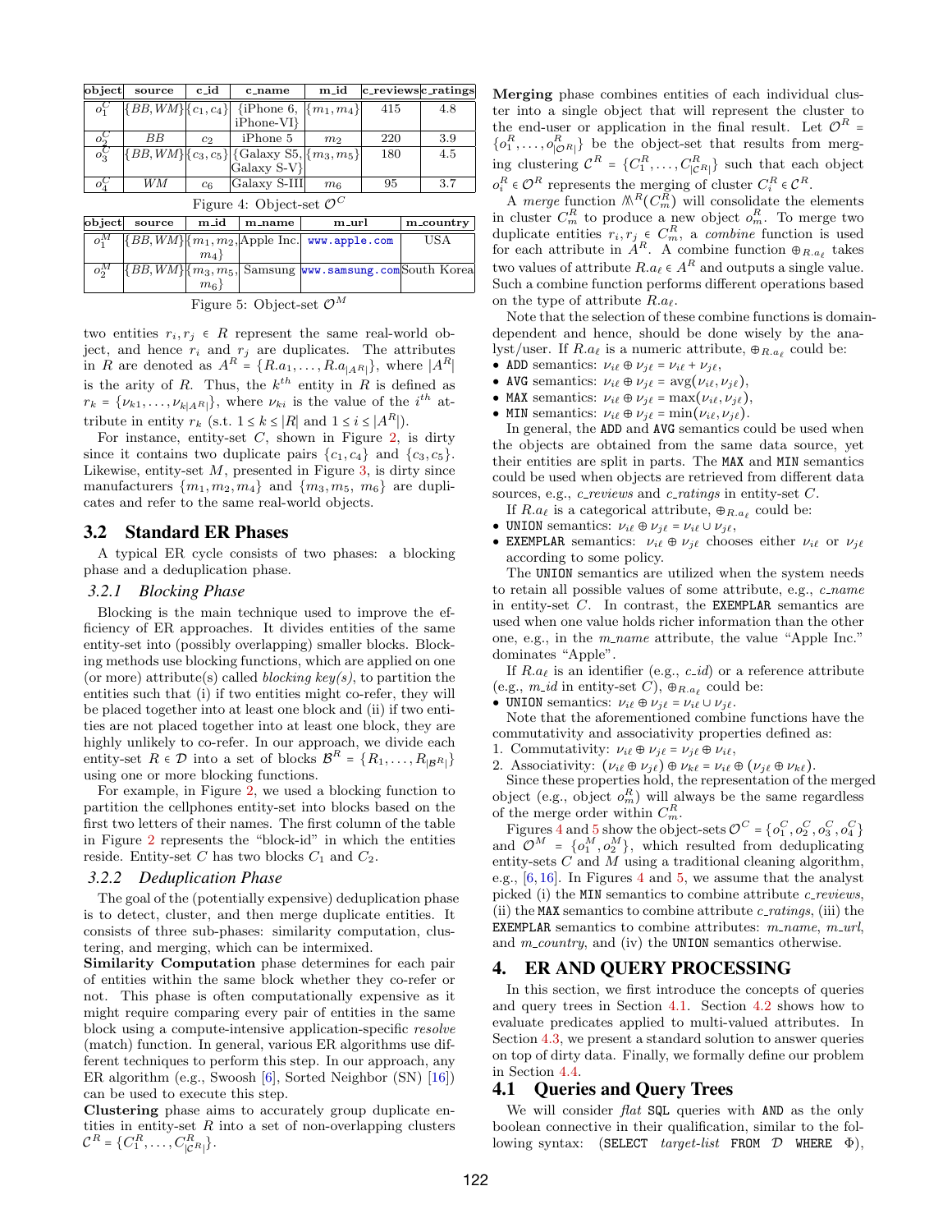| object | source | c_id | c_name | m_id | c_reviews | c_ratings |
|---|---|---|---|---|---|---|
| $o_1^C$ | $\{BB, WM\}$ | $\{c_1, c_4\}$ | {iPhone 6, iPhone-VI} | $\{m_1, m_4\}$ | 415 | 4.8 |
| $o_2^C$ | $BB$ | $c_2$ | iPhone 5 | $m_2$ | 220 | 3.9 |
| $o_3^C$ | $\{BB, WM\}$ | $\{c_3, c_5\}$ | {Galaxy S5, Galaxy S-V} | $\{m_3, m_5\}$ | 180 | 4.5 |
| $o_4^C$ | $WM$ | $c_6$ | Galaxy S-III | $m_6$ | 95 | 3.7 |

Figure 4: Object-set $\mathcal{O}^C$

| object | source | m_id | m_name | m_url | m_country |
|---|---|---|---|---|---|
| $o_1^M$ | $\{BB, WM\}$ | $\{m_1, m_2, m_4\}$ | Apple Inc. | www.apple.com | USA |
| $o_2^M$ | $\{BB, WM\}$ | $\{m_3, m_5, m_6\}$ | Samsung | www.samsung.com | South Korea |

Figure 5: Object-set $\mathcal{O}^M$

two entities $r_i, r_j \in R$ represent the same real-world object, and hence $r_i$ and $r_j$ are duplicates. The attributes in $R$ are denoted as $A^R = \{R.a_1, \ldots, R.a_{|A^R|}\}$, where $|A^R|$ is the arity of $R$. Thus, the $k^{th}$ entity in $R$ is defined as $r_k = \{\nu_{k1}, \ldots, \nu_{k|A^R|}\}$, where $\nu_{ki}$ is the value of the $i^{th}$ attribute in entity $r_k$ (s.t. $1 \le k \le |R|$ and $1 \le i \le |A^R|$).

For instance, entity-set $C$, shown in Figure 2, is dirty since it contains two duplicate pairs $\{c_1, c_4\}$ and $\{c_3, c_5\}$. Likewise, entity-set $M$, presented in Figure 3, is dirty since manufacturers $\{m_1, m_2, m_4\}$ and $\{m_3, m_5, m_6\}$ are duplicates and refer to the same real-world objects.

## 3.2 Standard ER Phases

A typical ER cycle consists of two phases: a blocking phase and a deduplication phase.

### 3.2.1 Blocking Phase

Blocking is the main technique used to improve the efficiency of ER approaches. It divides entities of the same entity-set into (possibly overlapping) smaller blocks. Blocking methods use blocking functions, which are applied on one (or more) attribute(s) called *blocking key(s)*, to partition the entities such that (i) if two entities might co-refer, they will be placed together into at least one block and (ii) if two entities are not placed together into at least one block, they are highly unlikely to co-refer. In our approach, we divide each entity-set $R \in \mathcal{D}$ into a set of blocks $\mathcal{B}^R = \{R_1, \ldots, R_{|\mathcal{B}^R|}\}$ using one or more blocking functions.

For example, in Figure 2, we used a blocking function to partition the cellphones entity-set into blocks based on the first two letters of their names. The first column of the table in Figure 2 represents the "block-id" in which the entities reside. Entity-set $C$ has two blocks $C_1$ and $C_2$.

### 3.2.2 Deduplication Phase

The goal of the (potentially expensive) deduplication phase is to detect, cluster, and then merge duplicate entities. It consists of three sub-phases: similarity computation, clustering, and merging, which can be intermixed.

**Similarity Computation** phase determines for each pair of entities within the same block whether they co-refer or not. This phase is often computationally expensive as it might require comparing every pair of entities in the same block using a compute-intensive application-specific *resolve* (match) function. In general, various ER algorithms use different techniques to perform this step. In our approach, any ER algorithm (e.g., Swoosh [6], Sorted Neighbor (SN) [16]) can be used to execute this step.

**Clustering** phase aims to accurately group duplicate entities in entity-set $R$ into a set of non-overlapping clusters $\mathcal{C}^R = \{C_1^R, \ldots, C_{|\mathcal{C}^R|}^R\}$.

**Merging** phase combines entities of each individual cluster into a single object that will represent the cluster to the end-user or application in the final result. Let $\mathcal{O}^R = \{o_1^R, \ldots, o_{|\mathcal{O}^R|}^R\}$ be the object-set that results from merging clustering $\mathcal{C}^R = \{C_1^R, \ldots, C_{|\mathcal{C}^R|}^R\}$ such that each object $o_i^R \in \mathcal{O}^R$ represents the merging of cluster $C_i^R \in \mathcal{C}^R$.

A *merge* function $\mathbb{M}^R(C_m^R)$ will consolidate the elements in cluster $C_m^R$ to produce a new object $o_m^R$. To merge two duplicate entities $r_i, r_j \in C_m^R$, a *combine* function is used for each attribute in $A^R$. A combine function $\oplus_{R.a_\ell}$ takes two values of attribute $R.a_\ell \in A^R$ and outputs a single value. Such a combine function performs different operations based on the type of attribute $R.a_\ell$.

Note that the selection of these combine functions is domain-dependent and hence, should be done wisely by the analyst/user. If $R.a_\ell$ is a numeric attribute, $\oplus_{R.a_\ell}$ could be:

- ADD semantics: $\nu_{i\ell} \oplus \nu_{j\ell} = \nu_{i\ell} + \nu_{j\ell}$,
- AVG semantics: $\nu_{i\ell} \oplus \nu_{j\ell} = \text{avg}(\nu_{i\ell}, \nu_{j\ell})$,
- MAX semantics: $\nu_{i\ell} \oplus \nu_{j\ell} = \max(\nu_{i\ell}, \nu_{j\ell})$,
- MIN semantics: $\nu_{i\ell} \oplus \nu_{j\ell} = \min(\nu_{i\ell}, \nu_{j\ell})$.

In general, the ADD and AVG semantics could be used when the objects are obtained from the same data source, yet their entities are split in parts. The MAX and MIN semantics could be used when objects are retrieved from different data sources, e.g., *c_reviews* and *c_ratings* in entity-set $C$.

If $R.a_\ell$ is a categorical attribute, $\oplus_{R.a_\ell}$ could be:

- UNION semantics: $\nu_{i\ell} \oplus \nu_{j\ell} = \nu_{i\ell} \cup \nu_{j\ell}$,
- EXEMPLAR semantics: $\nu_{i\ell} \oplus \nu_{j\ell}$ chooses either $\nu_{i\ell}$ or $\nu_{j\ell}$ according to some policy.

The UNION semantics are utilized when the system needs to retain all possible values of some attribute, e.g., *c_name* in entity-set $C$. In contrast, the EXEMPLAR semantics are used when one value holds richer information than the other one, e.g., in the *m_name* attribute, the value "Apple Inc." dominates "Apple".

If $R.a_\ell$ is an identifier (e.g., *c_id*) or a reference attribute (e.g., *m_id* in entity-set $C$), $\oplus_{R.a_\ell}$ could be:

- UNION semantics: $\nu_{i\ell} \oplus \nu_{j\ell} = \nu_{i\ell} \cup \nu_{j\ell}$.

Note that the aforementioned combine functions have the commutativity and associativity properties defined as:

1. Commutativity: $\nu_{i\ell} \oplus \nu_{j\ell} = \nu_{j\ell} \oplus \nu_{i\ell}$,
2. Associativity: $(\nu_{i\ell} \oplus \nu_{j\ell}) \oplus \nu_{k\ell} = \nu_{i\ell} \oplus (\nu_{j\ell} \oplus \nu_{k\ell})$.

Since these properties hold, the representation of the merged object (e.g., object $o_m^R$) will always be the same regardless of the merge order within $C_m^R$.

Figures 4 and 5 show the object-sets $\mathcal{O}^C = \{o_1^C, o_2^C, o_3^C, o_4^C\}$ and $\mathcal{O}^M = \{o_1^M, o_2^M\}$, which resulted from deduplicating entity-sets $C$ and $M$ using a traditional cleaning algorithm, e.g., [6, 16]. In Figures 4 and 5, we assume that the analyst picked (i) the MIN semantics to combine attribute *c_reviews*, (ii) the MAX semantics to combine attribute *c_ratings*, (iii) the EXEMPLAR semantics to combine attributes: *m_name*, *m_url*, and *m_country*, and (iv) the UNION semantics otherwise.

# 4. ER AND QUERY PROCESSING

In this section, we first introduce the concepts of queries and query trees in Section 4.1. Section 4.2 shows how to evaluate predicates applied to multi-valued attributes. In Section 4.3, we present a standard solution to answer queries on top of dirty data. Finally, we formally define our problem in Section 4.4.

## 4.1 Queries and Query Trees

We will consider *flat* SQL queries with AND as the only boolean connective in their qualification, similar to the following syntax: (SELECT *target-list* FROM $\mathcal{D}$ WHERE $\Phi$),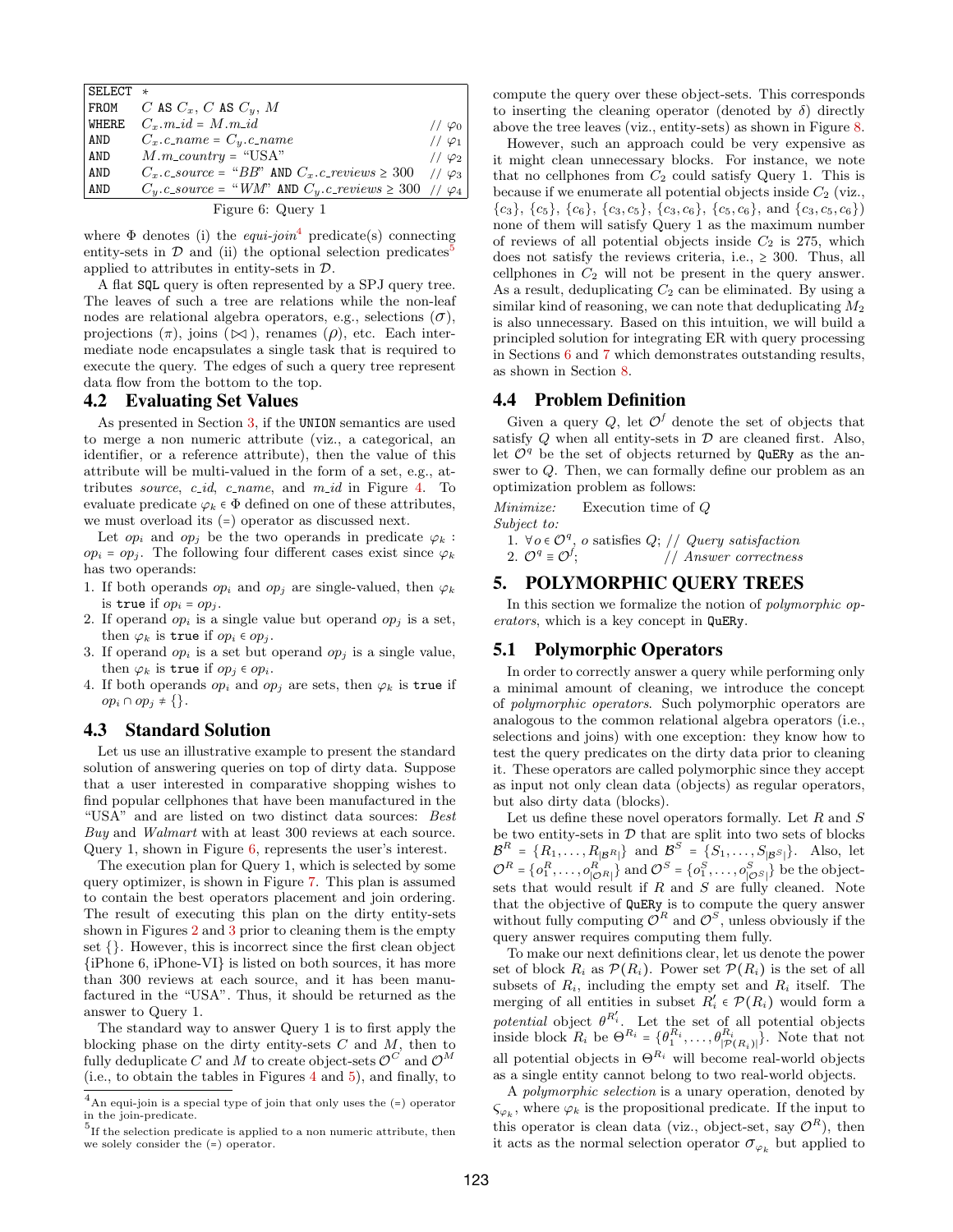```
SELECT  *
FROM    C AS C_x, C AS C_y, M
WHERE   C_x.m_id = M.m_id                                        // φ0
AND     C_x.c_name = C_y.c_name                                  // φ1
AND     M.m_country = "USA"                                      // φ2
AND     C_x.c_source = "BB" AND C_x.c_reviews ≥ 300              // φ3
AND     C_y.c_source = "WM" AND C_y.c_reviews ≥ 300              // φ4
```

Figure 6: Query 1

where $\Phi$ denotes (i) the *equi-join*[4] predicate(s) connecting entity-sets in $\mathcal{D}$ and (ii) the optional selection predicates[5] applied to attributes in entity-sets in $\mathcal{D}$.

A flat SQL query is often represented by a SPJ query tree. The leaves of such a tree are relations while the non-leaf nodes are relational algebra operators, e.g., selections ($\sigma$), projections ($\pi$), joins ($\bowtie$), renames ($\rho$), etc. Each intermediate node encapsulates a single task that is required to execute the query. The edges of such a query tree represent data flow from the bottom to the top.

## 4.2 Evaluating Set Values

As presented in Section 3, if the UNION semantics are used to merge a non numeric attribute (viz., a categorical, an identifier, or a reference attribute), then the value of this attribute will be multi-valued in the form of a set, e.g., attributes *source*, *c_id*, *c_name*, and *m_id* in Figure 4. To evaluate predicate $\varphi_k \in \Phi$ defined on one of these attributes, we must overload its (=) operator as discussed next.

Let $op_i$ and $op_j$ be the two operands in predicate $\varphi_k : op_i = op_j$. The following four different cases exist since $\varphi_k$ has two operands:

1. If both operands $op_i$ and $op_j$ are single-valued, then $\varphi_k$ is true if $op_i = op_j$.
2. If operand $op_i$ is a single value but operand $op_j$ is a set, then $\varphi_k$ is true if $op_i \in op_j$.
3. If operand $op_i$ is a set but operand $op_j$ is a single value, then $\varphi_k$ is true if $op_j \in op_i$.
4. If both operands $op_i$ and $op_j$ are sets, then $\varphi_k$ is true if $op_i \cap op_j \neq \{\}$.

## 4.3 Standard Solution

Let us use an illustrative example to present the standard solution of answering queries on top of dirty data. Suppose that a user interested in comparative shopping wishes to find popular cellphones that have been manufactured in the "USA" and are listed on two distinct data sources: *Best Buy* and *Walmart* with at least 300 reviews at each source. Query 1, shown in Figure 6, represents the user's interest.

The execution plan for Query 1, which is selected by some query optimizer, is shown in Figure 7. This plan is assumed to contain the best operators placement and join ordering. The result of executing this plan on the dirty entity-sets shown in Figures 2 and 3 prior to cleaning them is the empty set {}. However, this is incorrect since the first clean object {iPhone 6, iPhone-VI} is listed on both sources, it has more than 300 reviews at each source, and it has been manufactured in the "USA". Thus, it should be returned as the answer to Query 1.

The standard way to answer Query 1 is to first apply the blocking phase on the dirty entity-sets $C$ and $M$, then to fully deduplicate $C$ and $M$ to create object-sets $\mathcal{O}^C$ and $\mathcal{O}^M$ (i.e., to obtain the tables in Figures 4 and 5), and finally, to compute the query over these object-sets. This corresponds to inserting the cleaning operator (denoted by $\delta$) directly above the tree leaves (viz., entity-sets) as shown in Figure 8.

However, such an approach could be very expensive as it might clean unnecessary blocks. For instance, we note that no cellphones from $C_2$ could satisfy Query 1. This is because if we enumerate all potential objects inside $C_2$ (viz., $\{c_3\}$, $\{c_5\}$, $\{c_6\}$, $\{c_3, c_5\}$, $\{c_3, c_6\}$, $\{c_5, c_6\}$, and $\{c_3, c_5, c_6\}$) none of them will satisfy Query 1 as the maximum number of reviews of all potential objects inside $C_2$ is 275, which does not satisfy the reviews criteria, i.e., $\geq 300$. Thus, all cellphones in $C_2$ will not be present in the query answer. As a result, deduplicating $C_2$ can be eliminated. By using a similar kind of reasoning, we can note that deduplicating $M_2$ is also unnecessary. Based on this intuition, we will build a principled solution for integrating ER with query processing in Sections 6 and 7 which demonstrates outstanding results, as shown in Section 8.

## 4.4 Problem Definition

Given a query $Q$, let $\mathcal{O}^f$ denote the set of objects that satisfy $Q$ when all entity-sets in $\mathcal{D}$ are cleaned first. Also, let $\mathcal{O}^q$ be the set of objects returned by QuERy as the answer to $Q$. Then, we can formally define our problem as an optimization problem as follows:

*Minimize:* Execution time of $Q$
*Subject to:*
1. $\forall o \in \mathcal{O}^q$, $o$ satisfies $Q$; // *Query satisfaction*
2. $\mathcal{O}^q \equiv \mathcal{O}^f$; // *Answer correctness*

# 5. POLYMORPHIC QUERY TREES

In this section we formalize the notion of *polymorphic operators*, which is a key concept in QuERy.

## 5.1 Polymorphic Operators

In order to correctly answer a query while performing only a minimal amount of cleaning, we introduce the concept of *polymorphic operators*. Such polymorphic operators are analogous to the common relational algebra operators (i.e., selections and joins) with one exception: they know how to test the query predicates on the dirty data prior to cleaning it. These operators are called polymorphic since they accept as input not only clean data (objects) as regular operators, but also dirty data (blocks).

Let us define these novel operators formally. Let $R$ and $S$ be two entity-sets in $\mathcal{D}$ that are split into two sets of blocks $\mathcal{B}^R = \{R_1, \ldots, R_{|\mathcal{B}^R|}\}$ and $\mathcal{B}^S = \{S_1, \ldots, S_{|\mathcal{B}^S|}\}$. Also, let $\mathcal{O}^R = \{o^R_1, \ldots, o^R_{|\mathcal{O}^R|}\}$ and $\mathcal{O}^S = \{o^S_1, \ldots, o^S_{|\mathcal{O}^S|}\}$ be the object-sets that would result if $R$ and $S$ are fully cleaned. Note that the objective of QuERy is to compute the query answer without fully computing $\mathcal{O}^R$ and $\mathcal{O}^S$, unless obviously if the query answer requires computing them fully.

To make our next definitions clear, let us denote the power set of block $R_i$ as $\mathcal{P}(R_i)$. Power set $\mathcal{P}(R_i)$ is the set of all subsets of $R_i$, including the empty set and $R_i$ itself. The merging of all entities in subset $R'_i \in \mathcal{P}(R_i)$ would form a *potential* object $\theta^{R'_i}$. Let the set of all potential objects inside block $R_i$ be $\Theta^{R_i} = \{\theta^{R_i}_1, \ldots, \theta^{R_i}_{|\mathcal{P}(R_i)|}\}$. Note that not all potential objects in $\Theta^{R_i}$ will become real-world objects as a single entity cannot belong to two real-world objects.

A *polymorphic selection* is a unary operation, denoted by $\varsigma_{\varphi_k}$, where $\varphi_k$ is the propositional predicate. If the input to this operator is clean data (viz., object-set, say $\mathcal{O}^R$), then it acts as the normal selection operator $\sigma_{\varphi_k}$ but applied to

[4] An equi-join is a special type of join that only uses the (=) operator in the join-predicate.

[5] If the selection predicate is applied to a non numeric attribute, then we solely consider the (=) operator.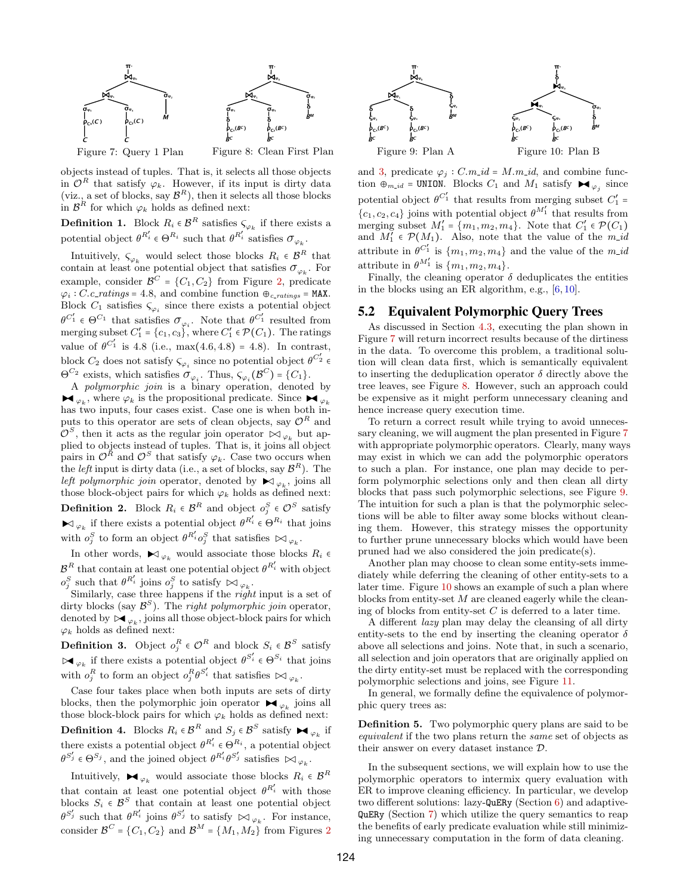Figure 7: Query 1 Plan

Figure 8: Clean First Plan

Figure 9: Plan A

Figure 10: Plan B

objects instead of tuples. That is, it selects all those objects in $\mathcal{O}^R$ that satisfy $\varphi_k$. However, if its input is dirty data (viz., a set of blocks, say $\mathcal{B}^R$), then it selects all those blocks in $\mathcal{B}^R$ for which $\varphi_k$ holds as defined next:

**Definition 1.** Block $R_i \in \mathcal{B}^R$ satisfies $\varsigma_{\varphi_k}$ if there exists a potential object $\theta^{R_i'} \in \Theta^{R_i}$ such that $\theta^{R_i'}$ satisfies $\sigma_{\varphi_k}$.

Intuitively, $\varsigma_{\varphi_k}$ would select those blocks $R_i \in \mathcal{B}^R$ that contain at least one potential object that satisfies $\sigma_{\varphi_k}$. For example, consider $\mathcal{B}^C = \{C_1, C_2\}$ from Figure 2, predicate $\varphi_i : C.c\_ratings = 4.8$, and combine function $\oplus_{c\_ratings}$ = MAX. Block $C_1$ satisfies $\varsigma_{\varphi_i}$ since there exists a potential object $\theta^{C_1'} \in \Theta^{C_1}$ that satisfies $\sigma_{\varphi_i}$. Note that $\theta^{C_1'}$ resulted from merging subset $C_1' = \{c_1, c_3\}$, where $C_1' \in \mathcal{P}(C_1)$. The ratings value of $\theta^{C_1'}$ is 4.8 (i.e., max(4.6, 4.8) = 4.8). In contrast, block $C_2$ does not satisfy $\varsigma_{\varphi_i}$ since no potential object $\theta^{C_2'} \in \Theta^{C_2}$ exists, which satisfies $\sigma_{\varphi_i}$. Thus, $\varsigma_{\varphi_i}(\mathcal{B}^C) = \{C_1\}$.

A *polymorphic join* is a binary operation, denoted by $\bowtie_{\varphi_k}$, where $\varphi_k$ is the propositional predicate. Since $\bowtie_{\varphi_k}$ has two inputs, four cases exist. Case one is when both inputs to this operator are sets of clean objects, say $\mathcal{O}^R$ and $\mathcal{O}^S$, then it acts as the regular join operator $\bowtie_{\varphi_k}$ but applied to objects instead of tuples. That is, it joins all object pairs in $\mathcal{O}^R$ and $\mathcal{O}^S$ that satisfy $\varphi_k$. Case two occurs when the *left* input is dirty data (i.e., a set of blocks, say $\mathcal{B}^R$). The *left polymorphic join* operator, denoted by $\blacktriangleright\!\!\lhd_{\varphi_k}$, joins all those block-object pairs for which $\varphi_k$ holds as defined next:

**Definition 2.** Block $R_i \in \mathcal{B}^R$ and object $o_j^S \in \mathcal{O}^S$ satisfy $\blacktriangleright\!\!\lhd_{\varphi_k}$ if there exists a potential object $\theta^{R_i'} \in \Theta^{R_i}$ that joins with $o_j^S$ to form an object $\theta^{R_i'} o_j^S$ that satisfies $\bowtie_{\varphi_k}$.

In other words, $\blacktriangleright\!\!\lhd_{\varphi_k}$ would associate those blocks $R_i \in \mathcal{B}^R$ that contain at least one potential object $\theta^{R_i'}$ with object $o_j^S$ such that $\theta^{R_i'}$ joins $o_j^S$ to satisfy $\bowtie_{\varphi_k}$.

Similarly, case three happens if the *right* input is a set of dirty blocks (say $\mathcal{B}^S$). The *right polymorphic join* operator, denoted by $\rhd\!\!\blacktriangleleft_{\varphi_k}$, joins all those object-block pairs for which $\varphi_k$ holds as defined next:

**Definition 3.** Object $o_j^R \in \mathcal{O}^R$ and block $S_i \in \mathcal{B}^S$ satisfy $\rhd\!\!\blacktriangleleft_{\varphi_k}$ if there exists a potential object $\theta^{S_i'} \in \Theta^{S_i}$ that joins with $o_j^R$ to form an object $o_j^R \theta^{S_i'}$ that satisfies $\bowtie_{\varphi_k}$.

Case four takes place when both inputs are sets of dirty blocks, then the polymorphic join operator $\blacktriangleright\!\!\blacktriangleleft_{\varphi_k}$ joins all those block-block pairs for which $\varphi_k$ holds as defined next:

**Definition 4.** Blocks $R_i \in \mathcal{B}^R$ and $S_j \in \mathcal{B}^S$ satisfy $\blacktriangleright\!\!\blacktriangleleft_{\varphi_k}$ if there exists a potential object $\theta^{R_i'} \in \Theta^{R_i}$, a potential object $\theta^{S_j'} \in \Theta^{S_j}$, and the joined object $\theta^{R_i'} \theta^{S_j'}$ satisfies $\bowtie_{\varphi_k}$.

Intuitively, $\blacktriangleright\!\!\blacktriangleleft_{\varphi_k}$ would associate those blocks $R_i \in \mathcal{B}^R$ that contain at least one potential object $\theta^{R_i'}$ with those blocks $S_i \in \mathcal{B}^S$ that contain at least one potential object $\theta^{S_j'}$ such that $\theta^{R_i'}$ joins $\theta^{S_j'}$ to satisfy $\bowtie_{\varphi_k}$. For instance, consider $\mathcal{B}^C = \{C_1, C_2\}$ and $\mathcal{B}^M = \{M_1, M_2\}$ from Figures 2 and 3, predicate $\varphi_j : C.m\_id = M.m\_id$, and combine function $\oplus_{m\_id}$ = UNION. Blocks $C_1$ and $M_1$ satisfy $\blacktriangleright\!\!\blacktriangleleft_{\varphi_j}$ since potential object $\theta^{C_1'}$ that results from merging subset $C_1' = \{c_1, c_2, c_4\}$ joins with potential object $\theta^{M_1'}$ that results from merging subset $M_1' = \{m_1, m_2, m_4\}$. Note that $C_1' \in \mathcal{P}(C_1)$ and $M_1' \in \mathcal{P}(M_1)$. Also, note that the value of the $m\_id$ attribute in $\theta^{C_1'}$ is $\{m_1, m_2, m_4\}$ and the value of the $m\_id$ attribute in $\theta^{M_1'}$ is $\{m_1, m_2, m_4\}$.

Finally, the cleaning operator $\delta$ deduplicates the entities in the blocks using an ER algorithm, e.g., [6, 10].

## 5.2 Equivalent Polymorphic Query Trees

As discussed in Section 4.3, executing the plan shown in Figure 7 will return incorrect results because of the dirtiness in the data. To overcome this problem, a traditional solution will clean data first, which is semantically equivalent to inserting the deduplication operator $\delta$ directly above the tree leaves, see Figure 8. However, such an approach could be expensive as it might perform unnecessary cleaning and hence increase query execution time.

To return a correct result while trying to avoid unnecessary cleaning, we will augment the plan presented in Figure 7 with appropriate polymorphic operators. Clearly, many ways may exist in which we can add the polymorphic operators to such a plan. For instance, one plan may decide to perform polymorphic selections only and then clean all dirty blocks that pass such polymorphic selections, see Figure 9. The intuition for such a plan is that the polymorphic selections will be able to filter away some blocks without cleaning them. However, this strategy misses the opportunity to further prune unnecessary blocks which would have been pruned had we also considered the join predicate(s).

Another plan may choose to clean some entity-sets immediately while deferring the cleaning of other entity-sets to a later time. Figure 10 shows an example of such a plan where blocks from entity-set $M$ are cleaned eagerly while the cleaning of blocks from entity-set $C$ is deferred to a later time.

A different *lazy* plan may delay the cleansing of all dirty entity-sets to the end by inserting the cleaning operator $\delta$ above all selections and joins. Note that, in such a scenario, all selection and join operators that are originally applied on the dirty entity-set must be replaced with the corresponding polymorphic selections and joins, see Figure 11.

In general, we formally define the equivalence of polymorphic query trees as:

**Definition 5.** Two polymorphic query plans are said to be *equivalent* if the two plans return the *same* set of objects as their answer on every dataset instance $\mathcal{D}$.

In the subsequent sections, we will explain how to use the polymorphic operators to intermix query evaluation with ER to improve cleaning efficiency. In particular, we develop two different solutions: lazy-QuERy (Section 6) and adaptive-QuERy (Section 7) which utilize the query semantics to reap the benefits of early predicate evaluation while still minimizing unnecessary computation in the form of data cleaning.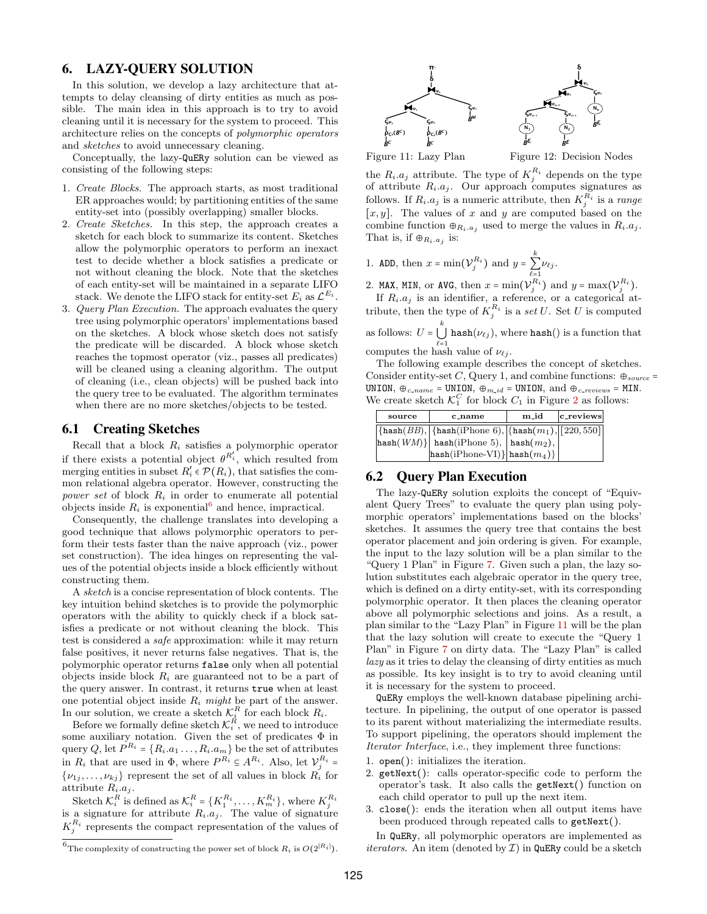# 6. LAZY-QUERY SOLUTION

In this solution, we develop a lazy architecture that attempts to delay cleansing of dirty entities as much as possible. The main idea in this approach is to try to avoid cleaning until it is necessary for the system to proceed. This architecture relies on the concepts of *polymorphic operators* and *sketches* to avoid unnecessary cleaning.

Conceptually, the lazy-QuERy solution can be viewed as consisting of the following steps:

1. *Create Blocks.* The approach starts, as most traditional ER approaches would; by partitioning entities of the same entity-set into (possibly overlapping) smaller blocks.
2. *Create Sketches.* In this step, the approach creates a sketch for each block to summarize its content. Sketches allow the polymorphic operators to perform an inexact test to decide whether a block satisfies a predicate or not without cleaning the block. Note that the sketches of each entity-set will be maintained in a separate LIFO stack. We denote the LIFO stack for entity-set $E_i$ as $\mathcal{L}^{E_i}$.
3. *Query Plan Execution.* The approach evaluates the query tree using polymorphic operators' implementations based on the sketches. A block whose sketch does not satisfy the predicate will be discarded. A block whose sketch reaches the topmost operator (viz., passes all predicates) will be cleaned using a cleaning algorithm. The output of cleaning (i.e., clean objects) will be pushed back into the query tree to be evaluated. The algorithm terminates when there are no more sketches/objects to be tested.

## 6.1 Creating Sketches

Recall that a block $R_i$ satisfies a polymorphic operator if there exists a potential object $\theta^{R_i'}$, which resulted from merging entities in subset $R_i' \in \mathcal{P}(R_i)$, that satisfies the common relational algebra operator. However, constructing the *power set* of block $R_i$ in order to enumerate all potential objects inside $R_i$ is exponential[6] and hence, impractical.

Consequently, the challenge translates into developing a good technique that allows polymorphic operators to perform their tests faster than the naive approach (viz., power set construction). The idea hinges on representing the values of the potential objects inside a block efficiently without constructing them.

A *sketch* is a concise representation of block contents. The key intuition behind sketches is to provide the polymorphic operators with the ability to quickly check if a block satisfies a predicate or not without cleaning the block. This test is considered a *safe* approximation: while it may return false positives, it never returns false negatives. That is, the polymorphic operator returns `false` only when all potential objects inside block $R_i$ are guaranteed not to be a part of the query answer. In contrast, it returns `true` when at least one potential object inside $R_i$ *might* be part of the answer. In our solution, we create a sketch $\mathcal{K}_i^R$ for each block $R_i$.

Before we formally define sketch $\mathcal{K}_i^R$, we need to introduce some auxiliary notation. Given the set of predicates $\Phi$ in query $Q$, let $P^{R_i} = \{R_i.a_1 \ldots, R_i.a_m\}$ be the set of attributes in $R_i$ that are used in $\Phi$, where $P^{R_i} \subseteq A^{R_i}$. Also, let $\mathcal{V}_j^{R_i} = \{\nu_{1j}, \ldots, \nu_{kj}\}$ represent the set of all values in block $R_i$ for attribute $R_i.a_j$.

Sketch $\mathcal{K}_i^R$ is defined as $\mathcal{K}_i^R = \{K_1^{R_i}, \ldots, K_m^{R_i}\}$, where $K_j^{R_i}$ is a signature for attribute $R_i.a_j$. The value of signature $K_j^{R_i}$ represents the compact representation of the values of the $R_i.a_j$ attribute. The type of $K_j^{R_i}$ depends on the type of attribute $R_i.a_j$. Our approach computes signatures as follows. If $R_i.a_j$ is a numeric attribute, then $K_j^{R_i}$ is a *range* $[x, y]$. The values of $x$ and $y$ are computed based on the combine function $\oplus_{R_i.a_j}$ used to merge the values in $R_i.a_j$. That is, if $\oplus_{R_i.a_j}$ is:

1. `ADD`, then $x = \min(\mathcal{V}_j^{R_i})$ and $y = \sum_{\ell=1}^{k} \nu_{\ell j}$.
2. `MAX`, `MIN`, or `AVG`, then $x = \min(\mathcal{V}_j^{R_i})$ and $y = \max(\mathcal{V}_j^{R_i})$.

If $R_i.a_j$ is an identifier, a reference, or a categorical attribute, then the type of $K_j^{R_i}$ is a *set* $U$. Set $U$ is computed as follows: $U = \bigcup_{\ell=1}^{k}$ `hash`$(\nu_{\ell j})$, where `hash()` is a function that computes the hash value of $\nu_{\ell j}$.

The following example describes the concept of sketches. Consider entity-set $C$, Query 1, and combine functions: $\oplus_{source}$ = `UNION`, $\oplus_{c\_name}$ = `UNION`, $\oplus_{m\_id}$ = `UNION`, and $\oplus_{c\_reviews}$ = `MIN`. We create sketch $\mathcal{K}_1^C$ for block $C_1$ in Figure 2 as follows:

| source | c_name | m_id | c_reviews |
|---|---|---|---|
| {hash($BB$), hash($WM$)} | {hash(iPhone 6), hash(iPhone 5), hash(iPhone-VI)} | {hash($m_1$), hash($m_2$), hash($m_4$)} | [220, 550] |

## 6.2 Query Plan Execution

The lazy-QuERy solution exploits the concept of "Equivalent Query Trees" to evaluate the query plan using polymorphic operators' implementations based on the blocks' sketches. It assumes the query tree that contains the best operator placement and join ordering is given. For example, the input to the lazy solution will be a plan similar to the "Query 1 Plan" in Figure 7. Given such a plan, the lazy solution substitutes each algebraic operator in the query tree, which is defined on a dirty entity-set, with its corresponding polymorphic operator. It then places the cleaning operator above all polymorphic selections and joins. As a result, a plan similar to the "Lazy Plan" in Figure 11 will be the plan that the lazy solution will create to execute the "Query 1 Plan" in Figure 7 on dirty data. The "Lazy Plan" is called *lazy* as it tries to delay the cleansing of dirty entities as much as possible. Its key insight is to try to avoid cleaning until it is necessary for the system to proceed.

Figure 11: Lazy Plan

Figure 12: Decision Nodes

QuERy employs the well-known database pipelining architecture. In pipelining, the output of one operator is passed to its parent without materializing the intermediate results. To support pipelining, the operators should implement the *Iterator Interface*, i.e., they implement three functions:

1. `open()`: initializes the iteration.
2. `getNext()`: calls operator-specific code to perform the operator's task. It also calls the `getNext()` function on each child operator to pull up the next item.
3. `close()`: ends the iteration when all output items have been produced through repeated calls to `getNext()`.

In QuERy, all polymorphic operators are implemented as *iterators*. An item (denoted by $\mathcal{I}$) in QuERy could be a sketch

[6] The complexity of constructing the power set of block $R_i$ is $O(2^{|R_i|})$.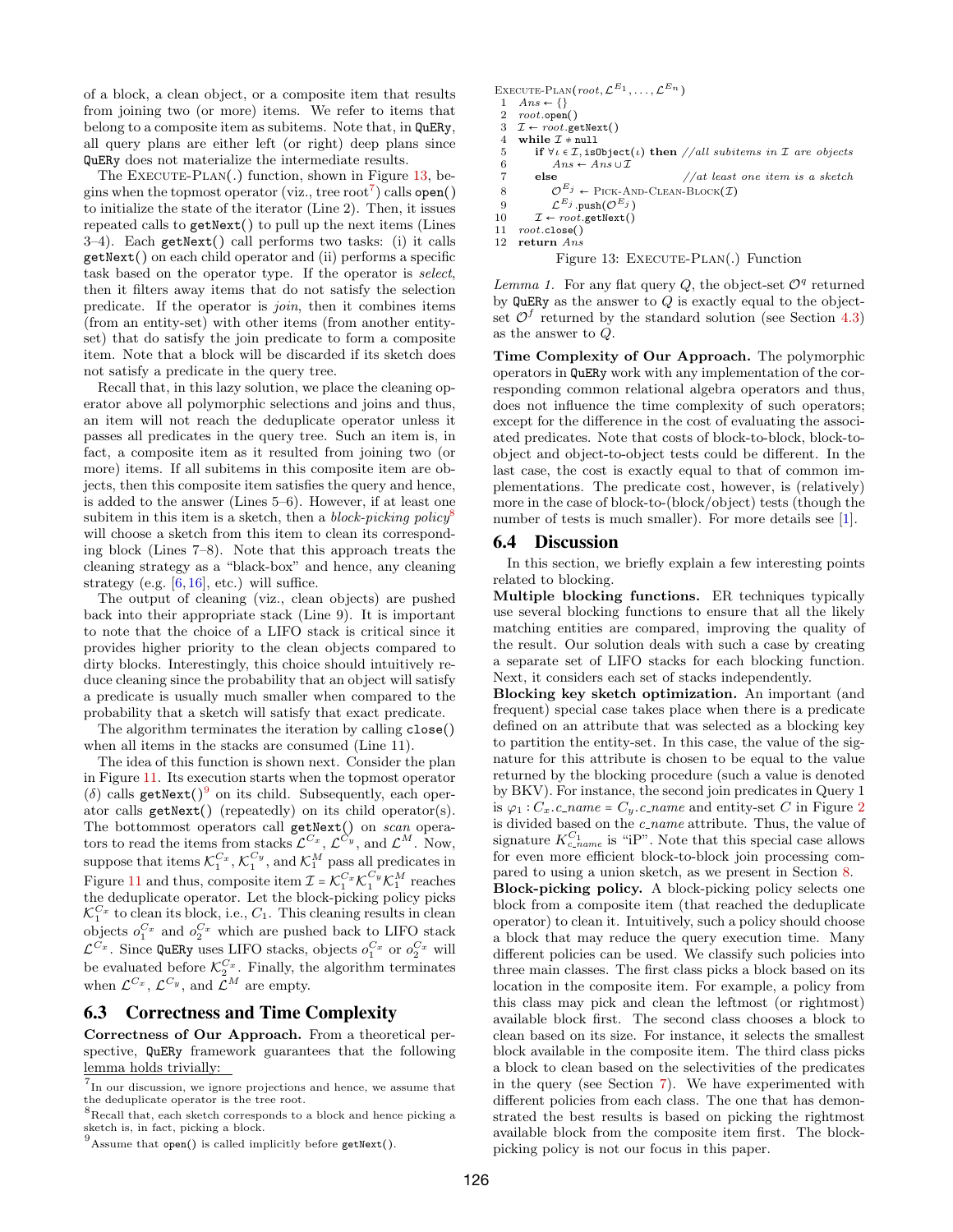of a block, a clean object, or a composite item that results from joining two (or more) items. We refer to items that belong to a composite item as subitems. Note that, in QuERy, all query plans are either left (or right) deep plans since QuERy does not materialize the intermediate results.

The EXECUTE-PLAN(.) function, shown in Figure 13, begins when the topmost operator (viz., tree root[7]) calls `open()` to initialize the state of the iterator (Line 2). Then, it issues repeated calls to `getNext()` to pull up the next items (Lines 3–4). Each `getNext()` call performs two tasks: (i) it calls `getNext()` on each child operator and (ii) performs a specific task based on the operator type. If the operator is *select*, then it filters away items that do not satisfy the selection predicate. If the operator is *join*, then it combines items (from an entity-set) with other items (from another entity-set) that do satisfy the join predicate to form a composite item. Note that a block will be discarded if its sketch does not satisfy a predicate in the query tree.

Recall that, in this lazy solution, we place the cleaning operator above all polymorphic selections and joins and thus, an item will not reach the deduplicate operator unless it passes all predicates in the query tree. Such an item is, in fact, a composite item as it resulted from joining two (or more) items. If all subitems in this composite item are objects, then this composite item satisfies the query and hence, is added to the answer (Lines 5–6). However, if at least one subitem in this item is a sketch, then a *block-picking policy*[8] will choose a sketch from this item to clean its corresponding block (Lines 7–8). Note that this approach treats the cleaning strategy as a "black-box" and hence, any cleaning strategy (e.g. [6, 16], etc.) will suffice.

The output of cleaning (viz., clean objects) are pushed back into their appropriate stack (Line 9). It is important to note that the choice of a LIFO stack is critical since it provides higher priority to the clean objects compared to dirty blocks. Interestingly, this choice should intuitively reduce cleaning since the probability that an object will satisfy a predicate is usually much smaller when compared to the probability that a sketch will satisfy that exact predicate.

The algorithm terminates the iteration by calling `close()` when all items in the stacks are consumed (Line 11).

The idea of this function is shown next. Consider the plan in Figure 11. Its execution starts when the topmost operator ($\delta$) calls `getNext()`[9] on its child. Subsequently, each operator calls `getNext()` (repeatedly) on its child operator(s). The bottommost operators call `getNext()` on *scan* operators to read the items from stacks $\mathcal{L}^{C_x}$, $\mathcal{L}^{C_y}$, and $\mathcal{L}^{M}$. Now, suppose that items $\mathcal{K}_1^{C_x}$, $\mathcal{K}_1^{C_y}$, and $\mathcal{K}_1^{M}$ pass all predicates in Figure 11 and thus, composite item $\mathcal{I} = \mathcal{K}_1^{C_x}\mathcal{K}_1^{C_y}\mathcal{K}_1^{M}$ reaches the deduplicate operator. Let the block-picking policy picks $\mathcal{K}_1^{C_x}$ to clean its block, i.e., $C_1$. This cleaning results in clean objects $o_1^{C_x}$ and $o_2^{C_x}$ which are pushed back to LIFO stack $\mathcal{L}^{C_x}$. Since QuERy uses LIFO stacks, objects $o_1^{C_x}$ or $o_2^{C_x}$ will be evaluated before $\mathcal{K}_2^{C_x}$. Finally, the algorithm terminates when $\mathcal{L}^{C_x}$, $\mathcal{L}^{C_y}$, and $\mathcal{L}^{M}$ are empty.

## 6.3 Correctness and Time Complexity

**Correctness of Our Approach.** From a theoretical perspective, QuERy framework guarantees that the following lemma holds trivially:

```
EXECUTE-PLAN(root, L^{E_1}, ..., L^{E_n})
1  Ans ← {}
2  root.open()
3  I ← root.getNext()
4  while I ≠ null
5      if ∀ι ∈ I, isObject(ι) then //all subitems in I are objects
6          Ans ← Ans ∪ I
7      else                        //at least one item is a sketch
8          O^{E_j} ← PICK-AND-CLEAN-BLOCK(I)
9          L^{E_j}.push(O^{E_j})
10     I ← root.getNext()
11 root.close()
12 return Ans
```

Figure 13: EXECUTE-PLAN(.) Function

*Lemma 1.* For any flat query $Q$, the object-set $\mathcal{O}^q$ returned by QuERy as the answer to $Q$ is exactly equal to the object-set $\mathcal{O}^f$ returned by the standard solution (see Section 4.3) as the answer to $Q$.

**Time Complexity of Our Approach.** The polymorphic operators in QuERy work with any implementation of the corresponding common relational algebra operators and thus, does not influence the time complexity of such operators; except for the difference in the cost of evaluating the associated predicates. Note that costs of block-to-block, block-to-object and object-to-object tests could be different. In the last case, the cost is exactly equal to that of common implementations. The predicate cost, however, is (relatively) more in the case of block-to-(block/object) tests (though the number of tests is much smaller). For more details see [1].

## 6.4 Discussion

In this section, we briefly explain a few interesting points related to blocking.

**Multiple blocking functions.** ER techniques typically use several blocking functions to ensure that all the likely matching entities are compared, improving the quality of the result. Our solution deals with such a case by creating a separate set of LIFO stacks for each blocking function. Next, it considers each set of stacks independently.

**Blocking key sketch optimization.** An important (and frequent) special case takes place when there is a predicate defined on an attribute that was selected as a blocking key to partition the entity-set. In this case, the value of the signature for this attribute is chosen to be equal to the value returned by the blocking procedure (such a value is denoted by BKV). For instance, the second join predicates in Query 1 is $\varphi_1 : C_x.c\_name = C_y.c\_name$ and entity-set $C$ in Figure 2 is divided based on the $c\_name$ attribute. Thus, the value of signature $K^{C_1}_{c\_name}$ is "iP". Note that this special case allows for even more efficient block-to-block join processing compared to using a union sketch, as we present in Section 8.

**Block-picking policy.** A block-picking policy selects one block from a composite item (that reached the deduplicate operator) to clean it. Intuitively, such a policy should choose a block that may reduce the query execution time. Many different policies can be used. We classify such policies into three main classes. The first class picks a block based on its location in the composite item. For example, a policy from this class may pick and clean the leftmost (or rightmost) available block first. The second class chooses a block to clean based on its size. For instance, it selects the smallest block available in the composite item. The third class picks a block to clean based on the selectivities of the predicates in the query (see Section 7). We have experimented with different policies from each class. The one that has demonstrated the best results is based on picking the rightmost available block from the composite item first. The block-picking policy is not our focus in this paper.

---

[7] In our discussion, we ignore projections and hence, we assume that the deduplicate operator is the tree root.

[8] Recall that, each sketch corresponds to a block and hence picking a sketch is, in fact, picking a block.

[9] Assume that `open()` is called implicitly before `getNext()`.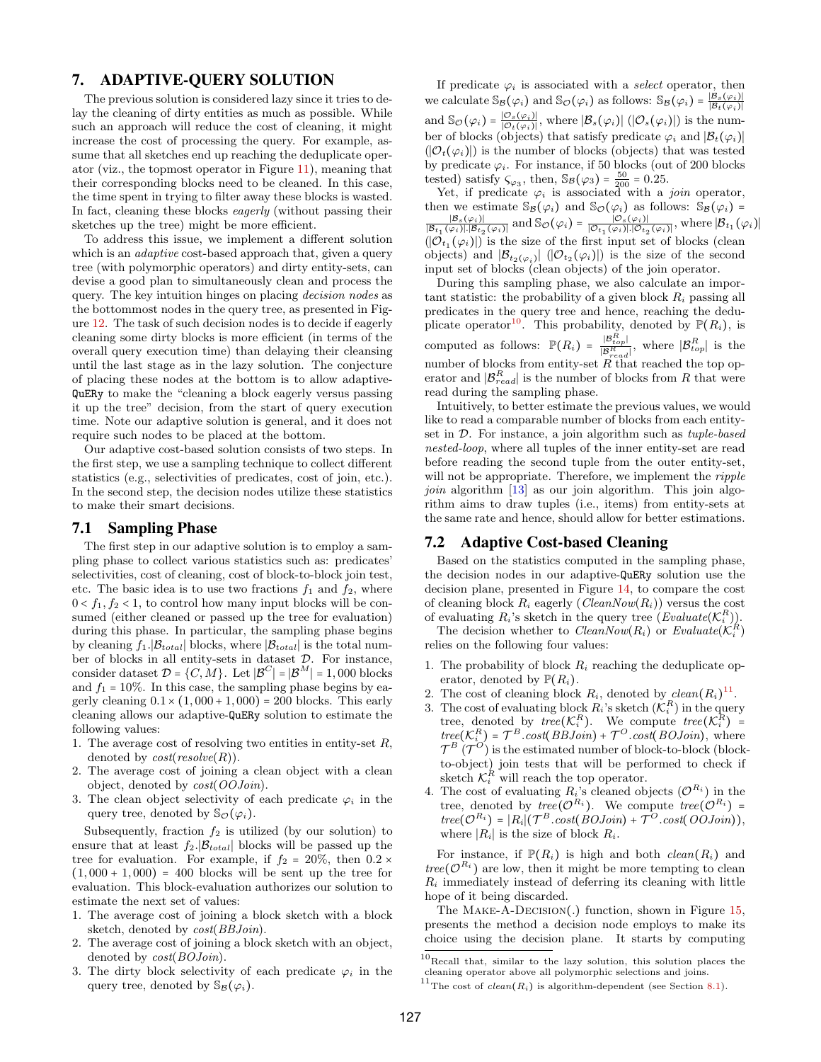## 7. ADAPTIVE-QUERY SOLUTION

The previous solution is considered lazy since it tries to delay the cleaning of dirty entities as much as possible. While such an approach will reduce the cost of cleaning, it might increase the cost of processing the query. For example, assume that all sketches end up reaching the deduplicate operator (viz., the topmost operator in Figure 11), meaning that their corresponding blocks need to be cleaned. In this case, the time spent in trying to filter away these blocks is wasted. In fact, cleaning these blocks *eagerly* (without passing their sketches up the tree) might be more efficient.

To address this issue, we implement a different solution which is an *adaptive* cost-based approach that, given a query tree (with polymorphic operators) and dirty entity-sets, can devise a good plan to simultaneously clean and process the query. The key intuition hinges on placing *decision nodes* as the bottommost nodes in the query tree, as presented in Figure 12. The task of such decision nodes is to decide if eagerly cleaning some dirty blocks is more efficient (in terms of the overall query execution time) than delaying their cleansing until the last stage as in the lazy solution. The conjecture of placing these nodes at the bottom is to allow adaptive-QuERy to make the "cleaning a block eagerly versus passing it up the tree" decision, from the start of query execution time. Note our adaptive solution is general, and it does not require such nodes to be placed at the bottom.

Our adaptive cost-based solution consists of two steps. In the first step, we use a sampling technique to collect different statistics (e.g., selectivities of predicates, cost of join, etc.). In the second step, the decision nodes utilize these statistics to make their smart decisions.

### 7.1 Sampling Phase

The first step in our adaptive solution is to employ a sampling phase to collect various statistics such as: predicates' selectivities, cost of cleaning, cost of block-to-block join test, etc. The basic idea is to use two fractions $f_1$ and $f_2$, where $0 < f_1, f_2 < 1$, to control how many input blocks will be consumed (either cleaned or passed up the tree for evaluation) during this phase. In particular, the sampling phase begins by cleaning $f_1.|\mathcal{B}_{total}|$ blocks, where $|\mathcal{B}_{total}|$ is the total number of blocks in all entity-sets in dataset $\mathcal{D}$. For instance, consider dataset $\mathcal{D} = \{C, M\}$. Let $|\mathcal{B}^C| = |\mathcal{B}^M| = 1,000$ blocks and $f_1 = 10\%$. In this case, the sampling phase begins by eagerly cleaning $0.1 \times (1,000 + 1,000) = 200$ blocks. This early cleaning allows our adaptive-QuERy solution to estimate the following values:

1. The average cost of resolving two entities in entity-set $R$, denoted by $cost(resolve(R))$.
2. The average cost of joining a clean object with a clean object, denoted by $cost(OOJoin)$.
3. The clean object selectivity of each predicate $\varphi_i$ in the query tree, denoted by $\mathbb{S}_{\mathcal{O}}(\varphi_i)$.

Subsequently, fraction $f_2$ is utilized (by our solution) to ensure that at least $f_2.|\mathcal{B}_{total}|$ blocks will be passed up the tree for evaluation. For example, if $f_2 = 20\%$, then $0.2 \times (1,000 + 1,000) = 400$ blocks will be sent up the tree for evaluation. This block-evaluation authorizes our solution to estimate the next set of values:

1. The average cost of joining a block sketch with a block sketch, denoted by $cost(BBJoin)$.
2. The average cost of joining a block sketch with an object, denoted by $cost(BOJoin)$.
3. The dirty block selectivity of each predicate $\varphi_i$ in the query tree, denoted by $\mathbb{S}_{\mathcal{B}}(\varphi_i)$.

If predicate $\varphi_i$ is associated with a *select* operator, then we calculate $\mathbb{S}_{\mathcal{B}}(\varphi_i)$ and $\mathbb{S}_{\mathcal{O}}(\varphi_i)$ as follows: $\mathbb{S}_{\mathcal{B}}(\varphi_i) = \frac{|\mathcal{B}_s(\varphi_i)|}{|\mathcal{B}_t(\varphi_i)|}$ and $\mathbb{S}_{\mathcal{O}}(\varphi_i) = \frac{|\mathcal{O}_s(\varphi_i)|}{|\mathcal{O}_t(\varphi_i)|}$, where $|\mathcal{B}_s(\varphi_i)|$ ($|\mathcal{O}_s(\varphi_i)|$) is the number of blocks (objects) that satisfy predicate $\varphi_i$ and $|\mathcal{B}_t(\varphi_i)|$ ($|\mathcal{O}_t(\varphi_i)|$) is the number of blocks (objects) that was tested by predicate $\varphi_i$. For instance, if 50 blocks (out of 200 blocks tested) satisfy $\varsigma_{\varphi_3}$, then, $\mathbb{S}_{\mathcal{B}}(\varphi_3) = \frac{50}{200} = 0.25$.

Yet, if predicate $\varphi_i$ is associated with a *join* operator, then we estimate $\mathbb{S}_{\mathcal{B}}(\varphi_i)$ and $\mathbb{S}_{\mathcal{O}}(\varphi_i)$ as follows: $\mathbb{S}_{\mathcal{B}}(\varphi_i) = \frac{|\mathcal{B}_s(\varphi_i)|}{|\mathcal{B}_{t_1}(\varphi_i)|.|\mathcal{B}_{t_2}(\varphi_i)|}$ and $\mathbb{S}_{\mathcal{O}}(\varphi_i) = \frac{|\mathcal{O}_s(\varphi_i)|}{|\mathcal{O}_{t_1}(\varphi_i)|.|\mathcal{O}_{t_2}(\varphi_i)|}$, where $|\mathcal{B}_{t_1}(\varphi_i)|$ ($|\mathcal{O}_{t_1}(\varphi_i)|$) is the size of the first input set of blocks (clean objects) and $|\mathcal{B}_{t_2}(\varphi_i)|$ ($|\mathcal{O}_{t_2}(\varphi_i)|$) is the size of the second input set of blocks (clean objects) of the join operator.

During this sampling phase, we also calculate an important statistic: the probability of a given block $R_i$ passing all predicates in the query tree and hence, reaching the deduplicate operator[10]. This probability, denoted by $\mathbb{P}(R_i)$, is computed as follows: $\mathbb{P}(R_i) = \frac{|\mathcal{B}^R_{top}|}{|\mathcal{B}^R_{read}|}$, where $|\mathcal{B}^R_{top}|$ is the number of blocks from entity-set $R$ that reached the top operator and $|\mathcal{B}^R_{read}|$ is the number of blocks from $R$ that were read during the sampling phase.

Intuitively, to better estimate the previous values, we would like to read a comparable number of blocks from each entity-set in $\mathcal{D}$. For instance, a join algorithm such as *tuple-based nested-loop*, where all tuples of the inner entity-set are read before reading the second tuple from the outer entity-set, will not be appropriate. Therefore, we implement the *ripple join* algorithm [13] as our join algorithm. This join algorithm aims to draw tuples (i.e., items) from entity-sets at the same rate and hence, should allow for better estimations.

### 7.2 Adaptive Cost-based Cleaning

Based on the statistics computed in the sampling phase, the decision nodes in our adaptive-QuERy solution use the decision plane, presented in Figure 14, to compare the cost of cleaning block $R_i$ eagerly ($CleanNow(R_i)$) versus the cost of evaluating $R_i$'s sketch in the query tree ($Evaluate(\mathcal{K}^R_i)$).

The decision whether to $CleanNow(R_i)$ or $Evaluate(\mathcal{K}^R_i)$ relies on the following four values:

1. The probability of block $R_i$ reaching the deduplicate operator, denoted by $\mathbb{P}(R_i)$.
2. The cost of cleaning block $R_i$, denoted by $clean(R_i)$[11].
3. The cost of evaluating block $R_i$'s sketch ($\mathcal{K}^R_i$) in the query tree, denoted by $tree(\mathcal{K}^R_i)$. We compute $tree(\mathcal{K}^R_i) = tree(\mathcal{K}^R_i) = \mathcal{T}^B.cost(BBJoin) + \mathcal{T}^O.cost(BOJoin)$, where $\mathcal{T}^B$ ($\mathcal{T}^O$) is the estimated number of block-to-block (block-to-object) join tests that will be performed to check if sketch $\mathcal{K}^R_i$ will reach the top operator.
4. The cost of evaluating $R_i$'s cleaned objects ($\mathcal{O}^{R_i}$) in the tree, denoted by $tree(\mathcal{O}^{R_i})$. We compute $tree(\mathcal{O}^{R_i}) = tree(\mathcal{O}^{R_i}) = |R_i|(\mathcal{T}^B.cost(BOJoin) + \mathcal{T}^O.cost(OOJoin))$, where $|R_i|$ is the size of block $R_i$.

For instance, if $\mathbb{P}(R_i)$ is high and both $clean(R_i)$ and $tree(\mathcal{O}^{R_i})$ are low, then it might be more tempting to clean $R_i$ immediately instead of deferring its cleaning with little hope of it being discarded.

The Make-A-Decision(.) function, shown in Figure 15, presents the method a decision node employs to make its choice using the decision plane. It starts by computing

[10] Recall that, similar to the lazy solution, this solution places the cleaning operator above all polymorphic selections and joins.

[11] The cost of $clean(R_i)$ is algorithm-dependent (see Section 8.1).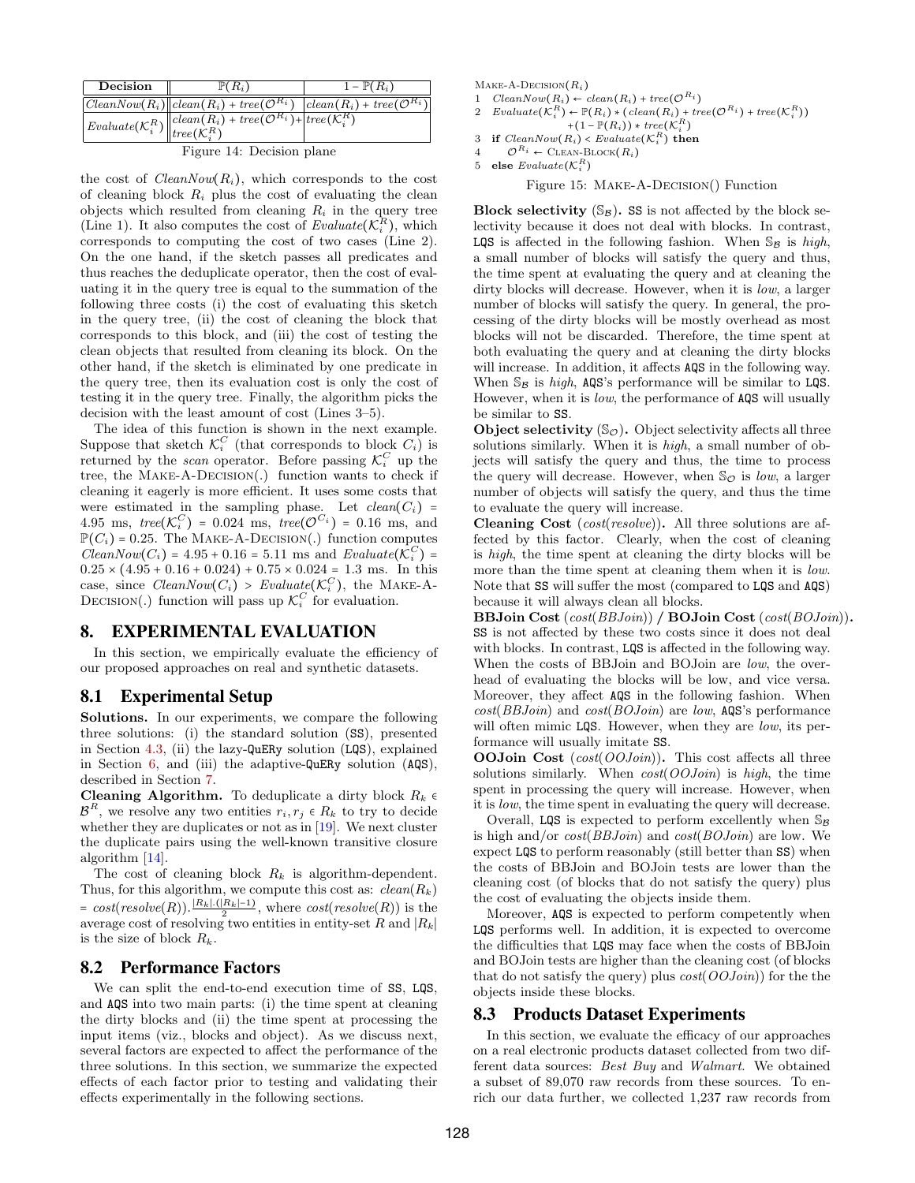| Decision | $\mathbb{P}(R_i)$ | $1 - \mathbb{P}(R_i)$ |
|---|---|---|
| $CleanNow(R_i)$ | $clean(R_i) + tree(\mathcal{O}^{R_i})$ | $clean(R_i) + tree(\mathcal{O}^{R_i})$ |
| $Evaluate(\mathcal{K}_i^R)$ | $clean(R_i) + tree(\mathcal{O}^{R_i}) + tree(\mathcal{K}_i^R)$ | $tree(\mathcal{K}_i^R)$ |

Figure 14: Decision plane

the cost of $CleanNow(R_i)$, which corresponds to the cost of cleaning block $R_i$ plus the cost of evaluating the clean objects which resulted from cleaning $R_i$ in the query tree (Line 1). It also computes the cost of $Evaluate(\mathcal{K}_i^R)$, which corresponds to computing the cost of two cases (Line 2). On the one hand, if the sketch passes all predicates and thus reaches the deduplicate operator, then the cost of evaluating it in the query tree is equal to the summation of the following three costs (i) the cost of evaluating this sketch in the query tree, (ii) the cost of cleaning the block that corresponds to this block, and (iii) the cost of testing the clean objects that resulted from cleaning its block. On the other hand, if the sketch is eliminated by one predicate in the query tree, then its evaluation cost is only the cost of testing it in the query tree. Finally, the algorithm picks the decision with the least amount of cost (Lines 3–5).

The idea of this function is shown in the next example. Suppose that sketch $\mathcal{K}_i^C$ (that corresponds to block $C_i$) is returned by the *scan* operator. Before passing $\mathcal{K}_i^C$ up the tree, the Make-A-Decision(.) function wants to check if cleaning it eagerly is more efficient. It uses some costs that were estimated in the sampling phase. Let $clean(C_i)$ = 4.95 ms, $tree(\mathcal{K}_i^C)$ = 0.024 ms, $tree(\mathcal{O}^{C_i})$ = 0.16 ms, and $\mathbb{P}(C_i) = 0.25$. The Make-A-Decision(.) function computes $CleanNow(C_i) = 4.95 + 0.16 = 5.11$ ms and $Evaluate(\mathcal{K}_i^C) = 0.25 \times (4.95 + 0.16 + 0.024) + 0.75 \times 0.024 = 1.3$ ms. In this case, since $CleanNow(C_i) > Evaluate(\mathcal{K}_i^C)$, the Make-A-Decision(.) function will pass up $\mathcal{K}_i^C$ for evaluation.

```
Make-A-Decision(R_i)
1  CleanNow(R_i) ← clean(R_i) + tree(O^{R_i})
2  Evaluate(K_i^R) ← P(R_i) * (clean(R_i) + tree(O^{R_i}) + tree(K_i^R))
                     +(1 − P(R_i)) * tree(K_i^R)
3  if CleanNow(R_i) < Evaluate(K_i^R) then
4      O^{R_i} ← Clean-Block(R_i)
5  else Evaluate(K_i^R)
```

Figure 15: Make-A-Decision() Function

## 8. EXPERIMENTAL EVALUATION

In this section, we empirically evaluate the efficiency of our proposed approaches on real and synthetic datasets.

### 8.1 Experimental Setup

**Solutions.** In our experiments, we compare the following three solutions: (i) the standard solution (SS), presented in Section 4.3, (ii) the lazy-QuERy solution (LQS), explained in Section 6, and (iii) the adaptive-QuERy solution (AQS), described in Section 7.

**Cleaning Algorithm.** To deduplicate a dirty block $R_k \in \mathcal{B}^R$, we resolve any two entities $r_i, r_j \in R_k$ to try to decide whether they are duplicates or not as in [19]. We next cluster the duplicate pairs using the well-known transitive closure algorithm [14].

The cost of cleaning block $R_k$ is algorithm-dependent. Thus, for this algorithm, we compute this cost as: $clean(R_k) = cost(resolve(R)).\frac{|R_k|.(|R_k|-1)}{2}$, where $cost(resolve(R))$ is the average cost of resolving two entities in entity-set $R$ and $|R_k|$ is the size of block $R_k$.

### 8.2 Performance Factors

We can split the end-to-end execution time of SS, LQS, and AQS into two main parts: (i) the time spent at cleaning the dirty blocks and (ii) the time spent at processing the input items (viz., blocks and object). As we discuss next, several factors are expected to affect the performance of the three solutions. In this section, we summarize the expected effects of each factor prior to testing and validating their effects experimentally in the following sections.

**Block selectivity** ($\mathbb{S}_\mathcal{B}$)**.** SS is not affected by the block selectivity because it does not deal with blocks. In contrast, LQS is affected in the following fashion. When $\mathbb{S}_\mathcal{B}$ is *high*, a small number of blocks will satisfy the query and thus, the time spent at evaluating the query and at cleaning the dirty blocks will decrease. However, when it is *low*, a larger number of blocks will satisfy the query. In general, the processing of the dirty blocks will be mostly overhead as most blocks will not be discarded. Therefore, the time spent at both evaluating the query and at cleaning the dirty blocks will increase. In addition, it affects AQS in the following way. When $\mathbb{S}_\mathcal{B}$ is *high*, AQS's performance will be similar to LQS. However, when it is *low*, the performance of AQS will usually be similar to SS.

**Object selectivity** ($\mathbb{S}_\mathcal{O}$)**.** Object selectivity affects all three solutions similarly. When it is *high*, a small number of objects will satisfy the query and thus, the time to process the query will decrease. However, when $\mathbb{S}_\mathcal{O}$ is *low*, a larger number of objects will satisfy the query, and thus the time to evaluate the query will increase.

**Cleaning Cost** ($cost(resolve)$)**.** All three solutions are affected by this factor. Clearly, when the cost of cleaning is *high*, the time spent at cleaning the dirty blocks will be more than the time spent at cleaning them when it is *low*. Note that SS will suffer the most (compared to LQS and AQS) because it will always clean all blocks.

**BBJoin Cost** ($cost(BBJoin)$) **/ BOJoin Cost** ($cost(BOJoin)$)**.** SS is not affected by these two costs since it does not deal with blocks. In contrast, LQS is affected in the following way. When the costs of BBJoin and BOJoin are *low*, the overhead of evaluating the blocks will be low, and vice versa. Moreover, they affect AQS in the following fashion. When $cost(BBJoin)$ and $cost(BOJoin)$ are *low*, AQS's performance will often mimic LQS. However, when they are *low*, its performance will usually imitate SS.

**OOJoin Cost** ($cost(OOJoin)$)**.** This cost affects all three solutions similarly. When $cost(OOJoin)$ is *high*, the time spent in processing the query will increase. However, when it is *low*, the time spent in evaluating the query will decrease.

Overall, LQS is expected to perform excellently when $\mathbb{S}_\mathcal{B}$ is high and/or $cost(BBJoin)$ and $cost(BOJoin)$ are low. We expect LQS to perform reasonably (still better than SS) when the costs of BBJoin and BOJoin tests are lower than the cleaning cost (of blocks that do not satisfy the query) plus the cost of evaluating the objects inside them.

Moreover, AQS is expected to perform competently when LQS performs well. In addition, it is expected to overcome the difficulties that LQS may face when the costs of BBJoin and BOJoin tests are higher than the cleaning cost (of blocks that do not satisfy the query) plus $cost(OOJoin)$) for the the objects inside these blocks.

### 8.3 Products Dataset Experiments

In this section, we evaluate the efficacy of our approaches on a real electronic products dataset collected from two different data sources: *Best Buy* and *Walmart*. We obtained a subset of 89,070 raw records from these sources. To enrich our data further, we collected 1,237 raw records from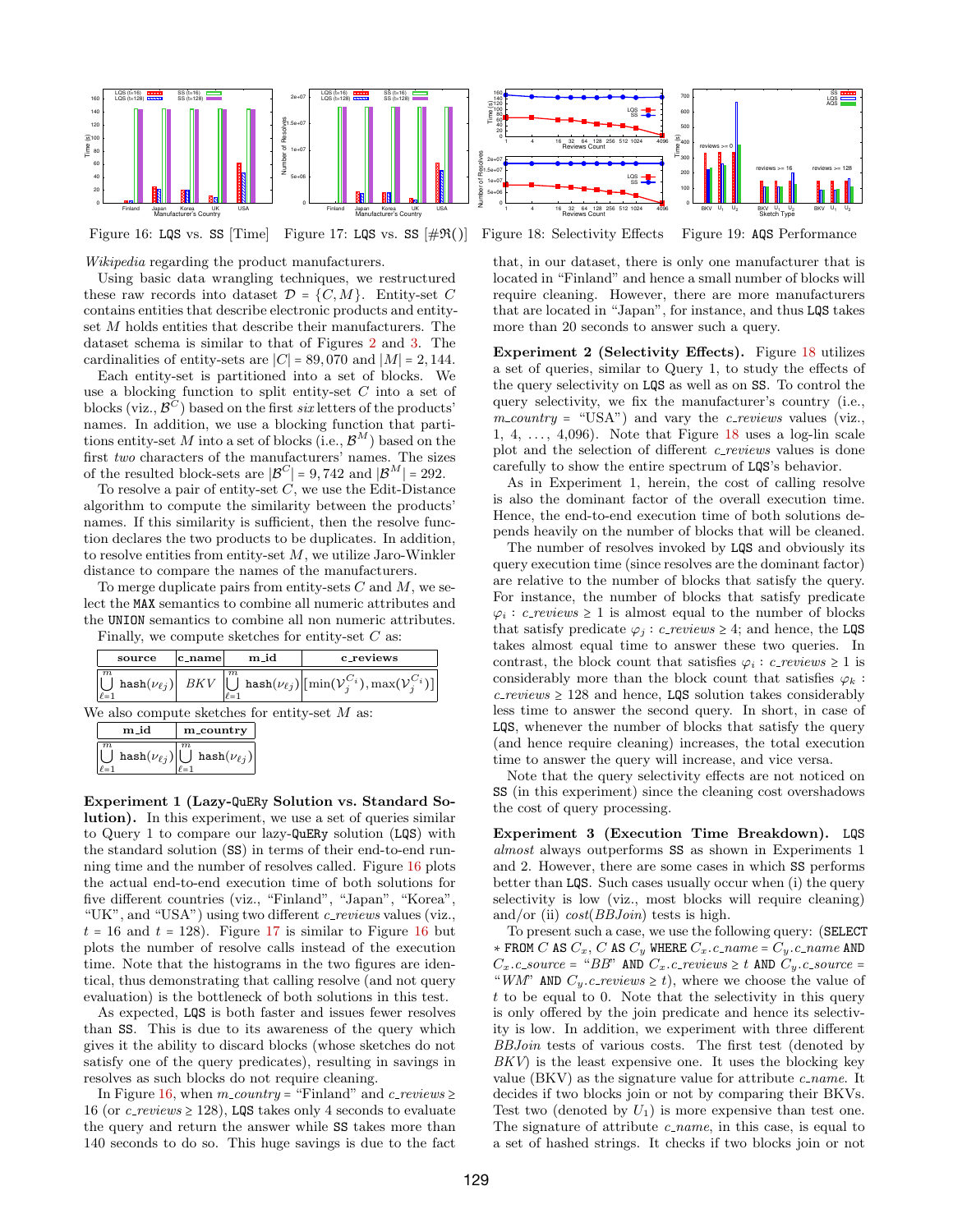Figure 16: LQS vs. SS [Time]

Figure 17: LQS vs. SS [#$\Re$()]

Figure 18: Selectivity Effects

Figure 19: AQS Performance

*Wikipedia* regarding the product manufacturers.

Using basic data wrangling techniques, we restructured these raw records into dataset $\mathcal{D} = \{C, M\}$. Entity-set $C$ contains entities that describe electronic products and entity-set $M$ holds entities that describe their manufacturers. The dataset schema is similar to that of Figures 2 and 3. The cardinalities of entity-sets are $|C| = 89,070$ and $|M| = 2,144$.

Each entity-set is partitioned into a set of blocks. We use a blocking function to split entity-set $C$ into a set of blocks (viz., $\mathcal{B}^C$) based on the first *six* letters of the products' names. In addition, we use a blocking function that partitions entity-set $M$ into a set of blocks (i.e., $\mathcal{B}^M$) based on the first *two* characters of the manufacturers' names. The sizes of the resulted block-sets are $|\mathcal{B}^C| = 9,742$ and $|\mathcal{B}^M| = 292$.

To resolve a pair of entity-set $C$, we use the Edit-Distance algorithm to compute the similarity between the products' names. If this similarity is sufficient, then the resolve function declares the two products to be duplicates. In addition, to resolve entities from entity-set $M$, we utilize Jaro-Winkler distance to compare the names of the manufacturers.

To merge duplicate pairs from entity-sets $C$ and $M$, we select the MAX semantics to combine all numeric attributes and the UNION semantics to combine all non numeric attributes.

Finally, we compute sketches for entity-set $C$ as:

| source | c_name | m_id | c_reviews |
|---|---|---|---|
| $\bigcup_{\ell=1}^{m}$ hash($\nu_{\ell j}$) | *BKV* | $\bigcup_{\ell=1}^{m}$ hash($\nu_{\ell j}$) | $[\min(\mathcal{V}_j^{C_i}), \max(\mathcal{V}_j^{C_i})]$ |

We also compute sketches for entity-set $M$ as:

| m_id | m_country |
|---|---|
| $\bigcup_{\ell=1}^{m}$ hash($\nu_{\ell j}$) | $\bigcup_{\ell=1}^{m}$ hash($\nu_{\ell j}$) |

**Experiment 1 (Lazy-QuERy Solution vs. Standard Solution).** In this experiment, we use a set of queries similar to Query 1 to compare our lazy-QuERy solution (LQS) with the standard solution (SS) in terms of their end-to-end running time and the number of resolves called. Figure 16 plots the actual end-to-end execution time of both solutions for five different countries (viz., "Finland", "Japan", "Korea", "UK", and "USA") using two different *c_reviews* values (viz., $t = 16$ and $t = 128$). Figure 17 is similar to Figure 16 but plots the number of resolve calls instead of the execution time. Note that the histograms in the two figures are identical, thus demonstrating that calling resolve (and not query evaluation) is the bottleneck of both solutions in this test.

As expected, LQS is both faster and issues fewer resolves than SS. This is due to its awareness of the query which gives it the ability to discard blocks (whose sketches do not satisfy one of the query predicates), resulting in savings in resolves as such blocks do not require cleaning.

In Figure 16, when *m_country* = "Finland" and *c_reviews* ≥ 16 (or *c_reviews* ≥ 128), LQS takes only 4 seconds to evaluate the query and return the answer while SS takes more than 140 seconds to do so. This huge savings is due to the fact that, in our dataset, there is only one manufacturer that is located in "Finland" and hence a small number of blocks will require cleaning. However, there are more manufacturers that are located in "Japan", for instance, and thus LQS takes more than 20 seconds to answer such a query.

**Experiment 2 (Selectivity Effects).** Figure 18 utilizes a set of queries, similar to Query 1, to study the effects of the query selectivity on LQS as well as on SS. To control the query selectivity, we fix the manufacturer's country (i.e., *m_country* = "USA") and vary the *c_reviews* values (viz., 1, 4, ..., 4,096). Note that Figure 18 uses a log-lin scale plot and the selection of different *c_reviews* values is done carefully to show the entire spectrum of LQS's behavior.

As in Experiment 1, herein, the cost of calling resolve is also the dominant factor of the overall execution time. Hence, the end-to-end execution time of both solutions depends heavily on the number of blocks that will be cleaned.

The number of resolves invoked by LQS and obviously its query execution time (since resolves are the dominant factor) are relative to the number of blocks that satisfy the query. For instance, the number of blocks that satisfy predicate $\varphi_i$ : *c_reviews* ≥ 1 is almost equal to the number of blocks that satisfy predicate $\varphi_j$ : *c_reviews* ≥ 4; and hence, the LQS takes almost equal time to answer these two queries. In contrast, the block count that satisfies $\varphi_i$ : *c_reviews* ≥ 1 is considerably more than the block count that satisfies $\varphi_k$ : *c_reviews* ≥ 128 and hence, LQS solution takes considerably less time to answer the second query. In short, in case of LQS, whenever the number of blocks that satisfy the query (and hence require cleaning) increases, the total execution time to answer the query will increase, and vice versa.

Note that the query selectivity effects are not noticed on SS (in this experiment) since the cleaning cost overshadows the cost of query processing.

**Experiment 3 (Execution Time Breakdown).** LQS *almost* always outperforms SS as shown in Experiments 1 and 2. However, there are some cases in which SS performs better than LQS. Such cases usually occur when (i) the query selectivity is low (viz., most blocks will require cleaning) and/or (ii) *cost*(*BBJoin*) tests is high.

To present such a case, we use the following query: (SELECT * FROM $C$ AS $C_x$, $C$ AS $C_y$ WHERE $C_x.c\_name = C_y.c\_name$ AND $C_x.c\_source$ = "*BB*" AND $C_x.c\_reviews \geq t$ AND $C_y.c\_source$ = "*WM*" AND $C_y.c\_reviews \geq t$), where we choose the value of $t$ to be equal to 0. Note that the selectivity in this query is only offered by the join predicate and hence its selectivity is low. In addition, we experiment with three different *BBJoin* tests of various costs. The first test (denoted by *BKV*) is the least expensive one. It uses the blocking key value (BKV) as the signature value for attribute *c_name*. It decides if two blocks join or not by comparing their BKVs. Test two (denoted by $U_1$) is more expensive than test one. The signature of attribute *c_name*, in this case, is equal to a set of hashed strings. It checks if two blocks join or not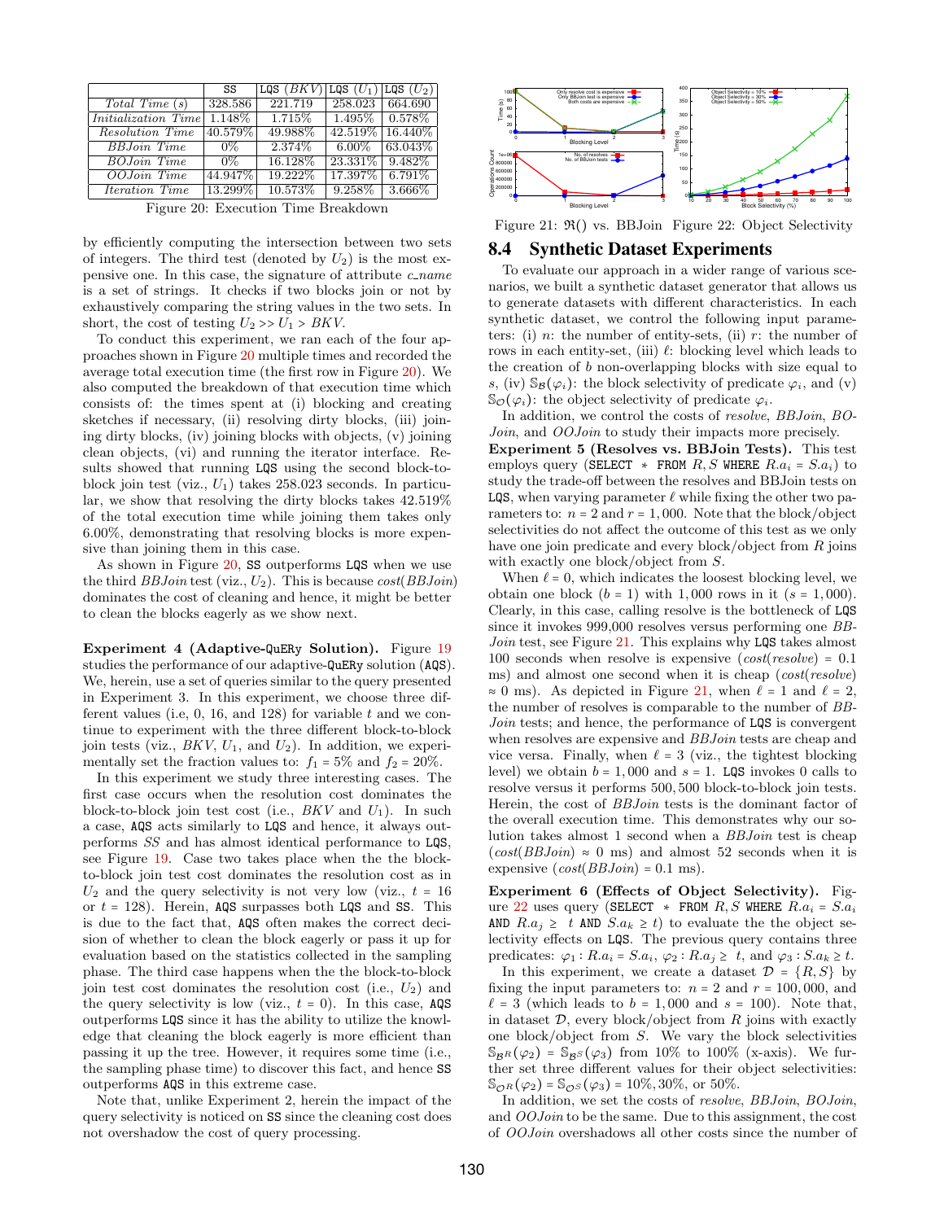|  | SS | LQS ($BKV$) | LQS ($U_1$) | LQS ($U_2$) |
|---|---|---|---|---|
| *Total Time (s)* | 328.586 | 221.719 | 258.023 | 664.690 |
| *Initialization Time* | 1.148% | 1.715% | 1.495% | 0.578% |
| *Resolution Time* | 40.579% | 49.988% | 42.519% | 16.440% |
| *BBJoin Time* | 0% | 2.374% | 6.00% | 63.043% |
| *BOJoin Time* | 0% | 16.128% | 23.331% | 9.482% |
| *OOJoin Time* | 44.947% | 19.222% | 17.397% | 6.791% |
| *Iteration Time* | 13.299% | 10.573% | 9.258% | 3.666% |

Figure 20: Execution Time Breakdown

by efficiently computing the intersection between two sets of integers. The third test (denoted by $U_2$) is the most expensive one. In this case, the signature of attribute *c_name* is a set of strings. It checks if two blocks join or not by exhaustively comparing the string values in the two sets. In short, the cost of testing $U_2 >> U_1 > BKV$.

To conduct this experiment, we ran each of the four approaches shown in Figure 20 multiple times and recorded the average total execution time (the first row in Figure 20). We also computed the breakdown of that execution time which consists of: the times spent at (i) blocking and creating sketches if necessary, (ii) resolving dirty blocks, (iii) joining dirty blocks, (iv) joining blocks with objects, (v) joining clean objects, (vi) and running the iterator interface. Results showed that running LQS using the second block-to-block join test (viz., $U_1$) takes 258.023 seconds. In particular, we show that resolving the dirty blocks takes 42.519% of the total execution time while joining them takes only 6.00%, demonstrating that resolving blocks is more expensive than joining them in this case.

As shown in Figure 20, SS outperforms LQS when we use the third *BBJoin* test (viz., $U_2$). This is because *cost*(*BBJoin*) dominates the cost of cleaning and hence, it might be better to clean the blocks eagerly as we show next.

**Experiment 4 (Adaptive-QuERy Solution).** Figure 19 studies the performance of our adaptive-QuERy solution (AQS). We, herein, use a set of queries similar to the query presented in Experiment 3. In this experiment, we choose three different values (i.e, 0, 16, and 128) for variable $t$ and we continue to experiment with the three different block-to-block join tests (viz., $BKV$, $U_1$, and $U_2$). In addition, we experimentally set the fraction values to: $f_1 = 5\%$ and $f_2 = 20\%$.

In this experiment we study three interesting cases. The first case occurs when the resolution cost dominates the block-to-block join test cost (i.e., $BKV$ and $U_1$). In such a case, AQS acts similarly to LQS and hence, it always outperforms *SS* and has almost identical performance to LQS, see Figure 19. Case two takes place when the the block-to-block join test cost dominates the resolution cost as in $U_2$ and the query selectivity is not very low (viz., $t = 16$ or $t = 128$). Herein, AQS surpasses both LQS and SS. This is due to the fact that, AQS often makes the correct decision of whether to clean the block eagerly or pass it up for evaluation based on the statistics collected in the sampling phase. The third case happens when the the block-to-block join test cost dominates the resolution cost (i.e., $U_2$) and the query selectivity is low (viz., $t = 0$). In this case, AQS outperforms LQS since it has the ability to utilize the knowledge that cleaning the block eagerly is more efficient than passing it up the tree. However, it requires some time (i.e., the sampling phase time) to discover this fact, and hence SS outperforms AQS in this extreme case.

Note that, unlike Experiment 2, herein the impact of the query selectivity is noticed on SS since the cleaning cost does not overshadow the cost of query processing.

Figure 21: $\Re()$ vs. BBJoin  Figure 22: Object Selectivity

## 8.4 Synthetic Dataset Experiments

To evaluate our approach in a wider range of various scenarios, we built a synthetic dataset generator that allows us to generate datasets with different characteristics. In each synthetic dataset, we control the following input parameters: (i) $n$: the number of entity-sets, (ii) $r$: the number of rows in each entity-set, (iii) $\ell$: blocking level which leads to the creation of $b$ non-overlapping blocks with size equal to $s$, (iv) $\mathbb{S}_{\mathcal{B}}(\varphi_i)$: the block selectivity of predicate $\varphi_i$, and (v) $\mathbb{S}_{\mathcal{O}}(\varphi_i)$: the object selectivity of predicate $\varphi_i$.

In addition, we control the costs of *resolve*, *BBJoin*, *BOJoin*, and *OOJoin* to study their impacts more precisely.

**Experiment 5 (Resolves vs. BBJoin Tests).** This test employs query (`SELECT * FROM` $R, S$ `WHERE` $R.a_i = S.a_i$) to study the trade-off between the resolves and BBJoin tests on LQS, when varying parameter $\ell$ while fixing the other two parameters to: $n = 2$ and $r = 1,000$. Note that the block/object selectivities do not affect the outcome of this test as we only have one join predicate and every block/object from $R$ joins with exactly one block/object from $S$.

When $\ell = 0$, which indicates the loosest blocking level, we obtain one block ($b = 1$) with 1,000 rows in it ($s = 1,000$). Clearly, in this case, calling resolve is the bottleneck of LQS since it invokes 999,000 resolves versus performing one *BBJoin* test, see Figure 21. This explains why LQS takes almost 100 seconds when resolve is expensive ($cost(resolve) = 0.1$ ms) and almost one second when it is cheap ($cost(resolve) \approx 0$ ms). As depicted in Figure 21, when $\ell = 1$ and $\ell = 2$, the number of resolves is comparable to the number of *BBJoin* tests; and hence, the performance of LQS is convergent when resolves are expensive and *BBJoin* tests are cheap and vice versa. Finally, when $\ell = 3$ (viz., the tightest blocking level) we obtain $b = 1,000$ and $s = 1$. LQS invokes 0 calls to resolve versus it performs 500,500 block-to-block join tests. Herein, the cost of *BBJoin* tests is the dominant factor of the overall execution time. This demonstrates why our solution takes almost 1 second when a *BBJoin* test is cheap ($cost(BBJoin) \approx 0$ ms) and almost 52 seconds when it is expensive ($cost(BBJoin) = 0.1$ ms).

**Experiment 6 (Effects of Object Selectivity).** Figure 22 uses query (`SELECT * FROM` $R, S$ `WHERE` $R.a_i = S.a_i$ `AND` $R.a_j \geq t$ `AND` $S.a_k \geq t$) to evaluate the the object selectivity effects on LQS. The previous query contains three predicates: $\varphi_1 : R.a_i = S.a_i$, $\varphi_2 : R.a_j \geq t$, and $\varphi_3 : S.a_k \geq t$.

In this experiment, we create a dataset $\mathcal{D} = \{R, S\}$ by fixing the input parameters to: $n = 2$ and $r = 100,000$, and $\ell = 3$ (which leads to $b = 1,000$ and $s = 100$). Note that, in dataset $\mathcal{D}$, every block/object from $R$ joins with exactly one block/object from $S$. We vary the block selectivities $\mathbb{S}_{\mathcal{B}^R}(\varphi_2) = \mathbb{S}_{\mathcal{B}^S}(\varphi_3)$ from 10% to 100% (x-axis). We further set three different values for their object selectivities: $\mathbb{S}_{\mathcal{O}^R}(\varphi_2) = \mathbb{S}_{\mathcal{O}^S}(\varphi_3) = 10\%, 30\%,$ or $50\%$.

In addition, we set the costs of *resolve*, *BBJoin*, *BOJoin*, and *OOJoin* to be the same. Due to this assignment, the cost of *OOJoin* overshadows all other costs since the number of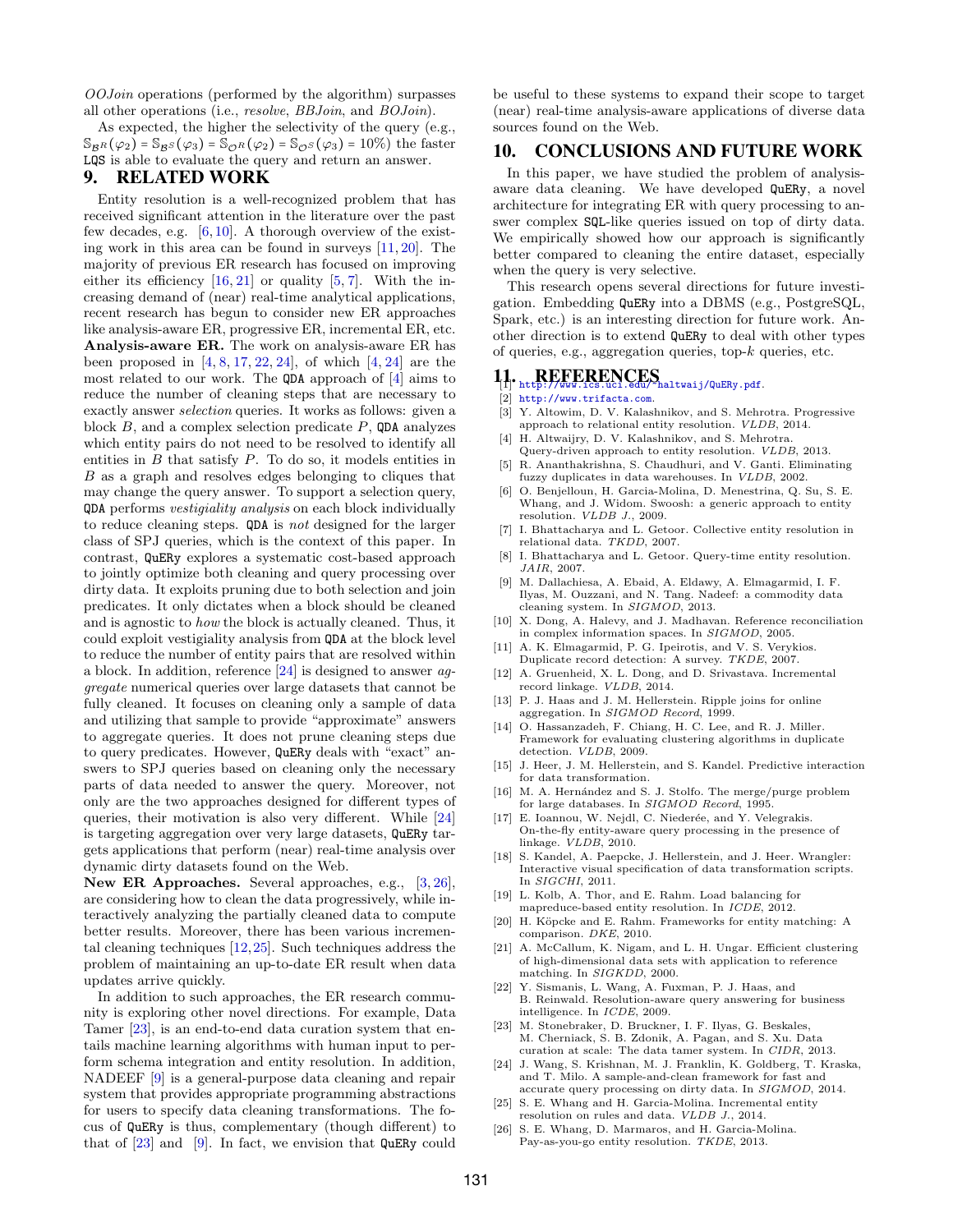*OOJoin* operations (performed by the algorithm) surpasses all other operations (i.e., *resolve*, *BBJoin*, and *BOJoin*).

As expected, the higher the selectivity of the query (e.g., $\mathbb{S}_{\mathcal{B}^R}(\varphi_2) = \mathbb{S}_{\mathcal{B}^S}(\varphi_3) = \mathbb{S}_{\mathcal{O}^R}(\varphi_2) = \mathbb{S}_{\mathcal{O}^S}(\varphi_3) = 10\%$) the faster LQS is able to evaluate the query and return an answer.

# 9. RELATED WORK

Entity resolution is a well-recognized problem that has received significant attention in the literature over the past few decades, e.g. [6,10]. A thorough overview of the existing work in this area can be found in surveys [11,20]. The majority of previous ER research has focused on improving either its efficiency [16,21] or quality [5,7]. With the increasing demand of (near) real-time analytical applications, recent research has begun to consider new ER approaches like analysis-aware ER, progressive ER, incremental ER, etc.

**Analysis-aware ER.** The work on analysis-aware ER has been proposed in [4,8,17,22,24], of which [4,24] are the most related to our work. The QDA approach of [4] aims to reduce the number of cleaning steps that are necessary to exactly answer *selection* queries. It works as follows: given a block $B$, and a complex selection predicate $P$, QDA analyzes which entity pairs do not need to be resolved to identify all entities in $B$ that satisfy $P$. To do so, it models entities in $B$ as a graph and resolves edges belonging to cliques that may change the query answer. To support a selection query, QDA performs *vestigiality analysis* on each block individually to reduce cleaning steps. QDA is *not* designed for the larger class of SPJ queries, which is the context of this paper. In contrast, QuERy explores a systematic cost-based approach to jointly optimize both cleaning and query processing over dirty data. It exploits pruning due to both selection and join predicates. It only dictates when a block should be cleaned and is agnostic to *how* the block is actually cleaned. Thus, it could exploit vestigiality analysis from QDA at the block level to reduce the number of entity pairs that are resolved within a block. In addition, reference [24] is designed to answer *aggregate* numerical queries over large datasets that cannot be fully cleaned. It focuses on cleaning only a sample of data and utilizing that sample to provide "approximate" answers to aggregate queries. It does not prune cleaning steps due to query predicates. However, QuERy deals with "exact" answers to SPJ queries based on cleaning only the necessary parts of data needed to answer the query. Moreover, not only are the two approaches designed for different types of queries, their motivation is also very different. While [24] is targeting aggregation over very large datasets, QuERy targets applications that perform (near) real-time analysis over dynamic dirty datasets found on the Web.

**New ER Approaches.** Several approaches, e.g., [3,26], are considering how to clean the data progressively, while interactively analyzing the partially cleaned data to compute better results. Moreover, there has been various incremental cleaning techniques [12,25]. Such techniques address the problem of maintaining an up-to-date ER result when data updates arrive quickly.

In addition to such approaches, the ER research community is exploring other novel directions. For example, Data Tamer [23], is an end-to-end data curation system that entails machine learning algorithms with human input to perform schema integration and entity resolution. In addition, NADEEF [9] is a general-purpose data cleaning and repair system that provides appropriate programming abstractions for users to specify data cleaning transformations. The focus of QuERy is thus, complementary (though different) to that of [23] and [9]. In fact, we envision that QuERy could be useful to these systems to expand their scope to target (near) real-time analysis-aware applications of diverse data sources found on the Web.

# 10. CONCLUSIONS AND FUTURE WORK

In this paper, we have studied the problem of analysis-aware data cleaning. We have developed QuERy, a novel architecture for integrating ER with query processing to answer complex SQL-like queries issued on top of dirty data. We empirically showed how our approach is significantly better compared to cleaning the entire dataset, especially when the query is very selective.

This research opens several directions for future investigation. Embedding QuERy into a DBMS (e.g., PostgreSQL, Spark, etc.) is an interesting direction for future work. Another direction is to extend QuERy to deal with other types of queries, e.g., aggregation queries, top-$k$ queries, etc.

# 11. REFERENCES

[1] http://www.ics.uci.edu/~haltwaij/QuERy.pdf.

[2] http://www.trifacta.com.

[3] Y. Altowim, D. V. Kalashnikov, and S. Mehrotra. Progressive approach to relational entity resolution. *VLDB*, 2014.

[4] H. Altwaijry, D. V. Kalashnikov, and S. Mehrotra. Query-driven approach to entity resolution. *VLDB*, 2013.

[5] R. Ananthakrishna, S. Chaudhuri, and V. Ganti. Eliminating fuzzy duplicates in data warehouses. In *VLDB*, 2002.

[6] O. Benjelloun, H. Garcia-Molina, D. Menestrina, Q. Su, S. E. Whang, and J. Widom. Swoosh: a generic approach to entity resolution. *VLDB J.*, 2009.

[7] I. Bhattacharya and L. Getoor. Collective entity resolution in relational data. *TKDD*, 2007.

[8] I. Bhattacharya and L. Getoor. Query-time entity resolution. *JAIR*, 2007.

[9] M. Dallachiesa, A. Ebaid, A. Eldawy, A. Elmagarmid, I. F. Ilyas, M. Ouzzani, and N. Tang. Nadeef: a commodity data cleaning system. In *SIGMOD*, 2013.

[10] X. Dong, A. Halevy, and J. Madhavan. Reference reconciliation in complex information spaces. In *SIGMOD*, 2005.

[11] A. K. Elmagarmid, P. G. Ipeirotis, and V. S. Verykios. Duplicate record detection: A survey. *TKDE*, 2007.

[12] A. Gruenheid, X. L. Dong, and D. Srivastava. Incremental record linkage. *VLDB*, 2014.

[13] P. J. Haas and J. M. Hellerstein. Ripple joins for online aggregation. In *SIGMOD Record*, 1999.

[14] O. Hassanzadeh, F. Chiang, H. C. Lee, and R. J. Miller. Framework for evaluating clustering algorithms in duplicate detection. *VLDB*, 2009.

[15] J. Heer, J. M. Hellerstein, and S. Kandel. Predictive interaction for data transformation.

[16] M. A. Hernández and S. J. Stolfo. The merge/purge problem for large databases. In *SIGMOD Record*, 1995.

[17] E. Ioannou, W. Nejdl, C. Niederée, and Y. Velegrakis. On-the-fly entity-aware query processing in the presence of linkage. *VLDB*, 2010.

[18] S. Kandel, A. Paepcke, J. Hellerstein, and J. Heer. Wrangler: Interactive visual specification of data transformation scripts. In *SIGCHI*, 2011.

[19] L. Kolb, A. Thor, and E. Rahm. Load balancing for mapreduce-based entity resolution. In *ICDE*, 2012.

[20] H. Köpcke and E. Rahm. Frameworks for entity matching: A comparison. *DKE*, 2010.

[21] A. McCallum, K. Nigam, and L. H. Ungar. Efficient clustering of high-dimensional data sets with application to reference matching. In *SIGKDD*, 2000.

[22] Y. Sismanis, L. Wang, A. Fuxman, P. J. Haas, and B. Reinwald. Resolution-aware query answering for business intelligence. In *ICDE*, 2009.

[23] M. Stonebraker, D. Bruckner, I. F. Ilyas, G. Beskales, M. Cherniack, S. B. Zdonik, A. Pagan, and S. Xu. Data curation at scale: The data tamer system. In *CIDR*, 2013.

[24] J. Wang, S. Krishnan, M. J. Franklin, K. Goldberg, T. Kraska, and T. Milo. A sample-and-clean framework for fast and accurate query processing on dirty data. In *SIGMOD*, 2014.

[25] S. E. Whang and H. Garcia-Molina. Incremental entity resolution on rules and data. *VLDB J.*, 2014.

[26] S. E. Whang, D. Marmaros, and H. Garcia-Molina. Pay-as-you-go entity resolution. *TKDE*, 2013.